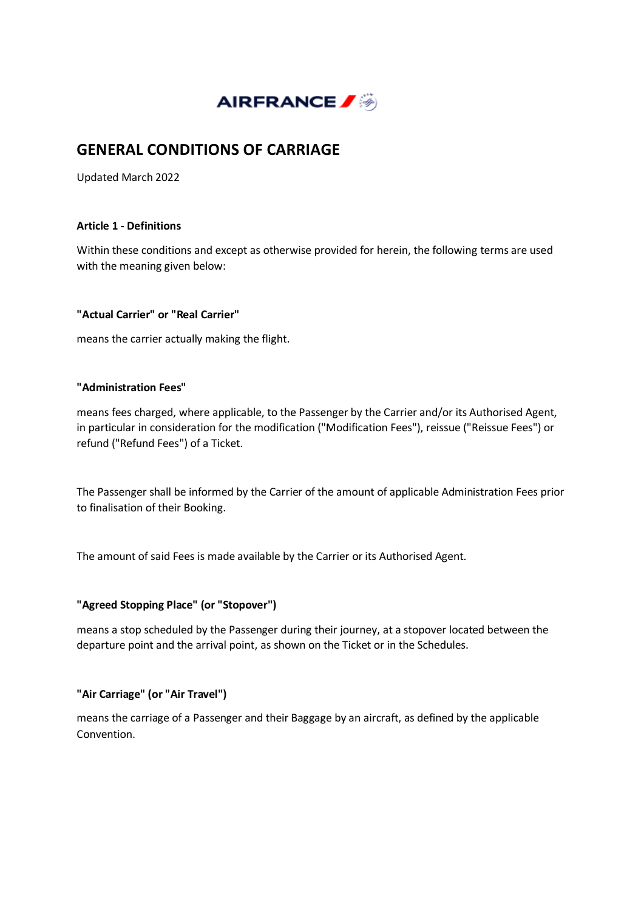# GENERAL CONDITIONS OF CARRIAGE

Updated March 2022

## Article 1 - Definitions

Within these conditions and except as otherwise provided for herein, the following terms are used with the meaning given below:

**"Actual Carrier" or "Real Carrier"**

means the carrier actually making the flight.

**"Administration Fees"**

means fees charged, where applicable, to the Passenger by the Carrier and/or its Authorised Agent, in particular in consideration for the modification ("Modification Fees"), reissue ("Reissue Fees") or refund ("Refund Fees") of a Ticket.

The Passenger shall be informed by the Carrier of the amount of applicable Administration Fees prior to finalisation of their Booking.

The amount of said Fees is made available by the Carrier or its Authorised Agent.

**"Agreed Stopping Place" (or "Stopover")**

means a stop scheduled by the Passenger during their journey, at a stopover located between the departure point and the arrival point, as shown on the Ticket or in the Schedules.

**"Air Carriage" (or "Air Travel")**

means the carriage of a Passenger and their Baggage by an aircraft, as defined by the applicable Convention.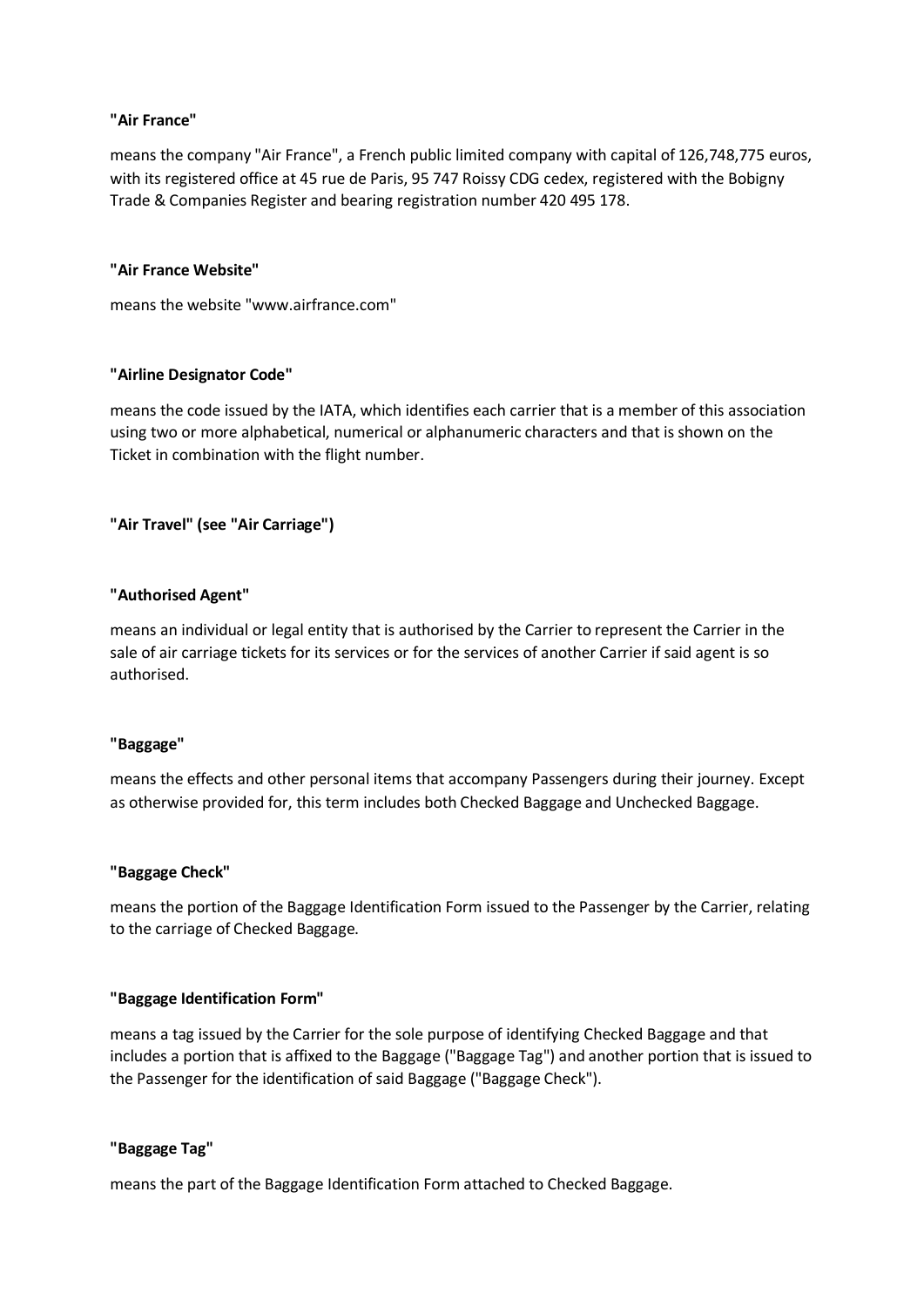**"Air France"**

means the company "Air France", a French public limited company with capital of 126,748,775 euros, with its registered office at 45 rue de Paris, 95 747 Roissy CDG cedex, registered with the Bobigny Trade & Companies Register and bearing registration number 420 495 178.

**"Air France Website"**

means the website "www.airfrance.com"

**"Airline Designator Code"**

means the code issued by the IATA, which identifies each carrier that is a member of this association using two or more alphabetical, numerical or alphanumeric characters and that is shown on the Ticket in combination with the flight number.

**"Air Travel" (see "Air Carriage")**

**"Authorised Agent"**

means an individual or legal entity that is authorised by the Carrier to represent the Carrier in the sale of air carriage tickets for its services or for the services of another Carrier if said agent is so authorised.

**"Baggage"**

means the effects and other personal items that accompany Passengers during their journey. Except as otherwise provided for, this term includes both Checked Baggage and Unchecked Baggage.

**"Baggage Check"**

means the portion of the Baggage Identification Form issued to the Passenger by the Carrier, relating to the carriage of Checked Baggage.

**"Baggage Identification Form"**

means a tag issued by the Carrier for the sole purpose of identifying Checked Baggage and that includes a portion that is affixed to the Baggage ("Baggage Tag") and another portion that is issued to the Passenger for the identification of said Baggage ("Baggage Check").

**"Baggage Tag"**

means the part of the Baggage Identification Form attached to Checked Baggage.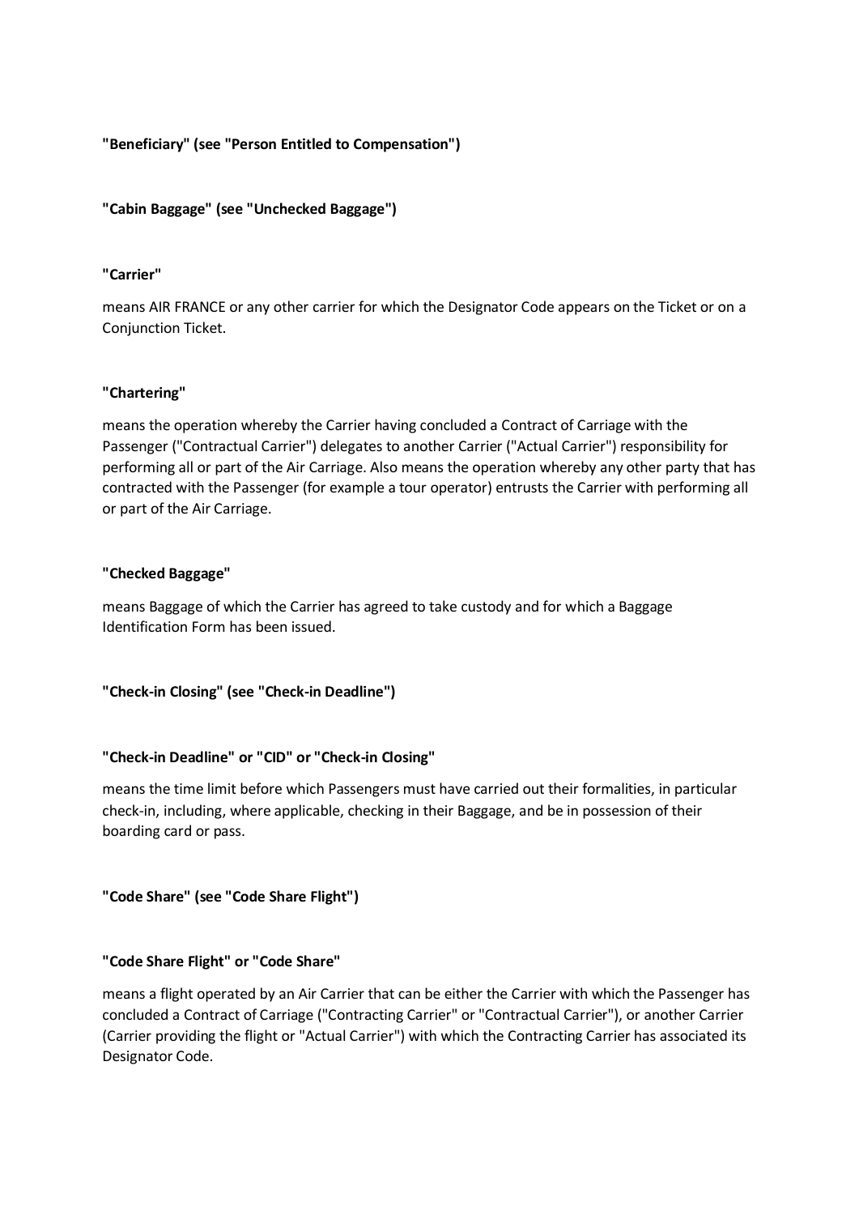**"Beneficiary" (see "Person Entitled to Compensation")**

**"Cabin Baggage" (see "Unchecked Baggage")**

**"Carrier"**

means AIR FRANCE or any other carrier for which the Designator Code appears on the Ticket or on a Conjunction Ticket.

**"Chartering"**

means the operation whereby the Carrier having concluded a Contract of Carriage with the Passenger ("Contractual Carrier") delegates to another Carrier ("Actual Carrier") responsibility for performing all or part of the Air Carriage. Also means the operation whereby any other party that has contracted with the Passenger (for example a tour operator) entrusts the Carrier with performing all or part of the Air Carriage.

**"Checked Baggage"**

means Baggage of which the Carrier has agreed to take custody and for which a Baggage Identification Form has been issued.

**"Check-in Closing" (see "Check-in Deadline")**

**"Check-in Deadline" or "CID" or "Check-in Closing"**

means the time limit before which Passengers must have carried out their formalities, in particular check-in, including, where applicable, checking in their Baggage, and be in possession of their boarding card or pass.

**"Code Share" (see "Code Share Flight")**

**"Code Share Flight" or "Code Share"**

means a flight operated by an Air Carrier that can be either the Carrier with which the Passenger has concluded a Contract of Carriage ("Contracting Carrier" or "Contractual Carrier"), or another Carrier (Carrier providing the flight or "Actual Carrier") with which the Contracting Carrier has associated its Designator Code.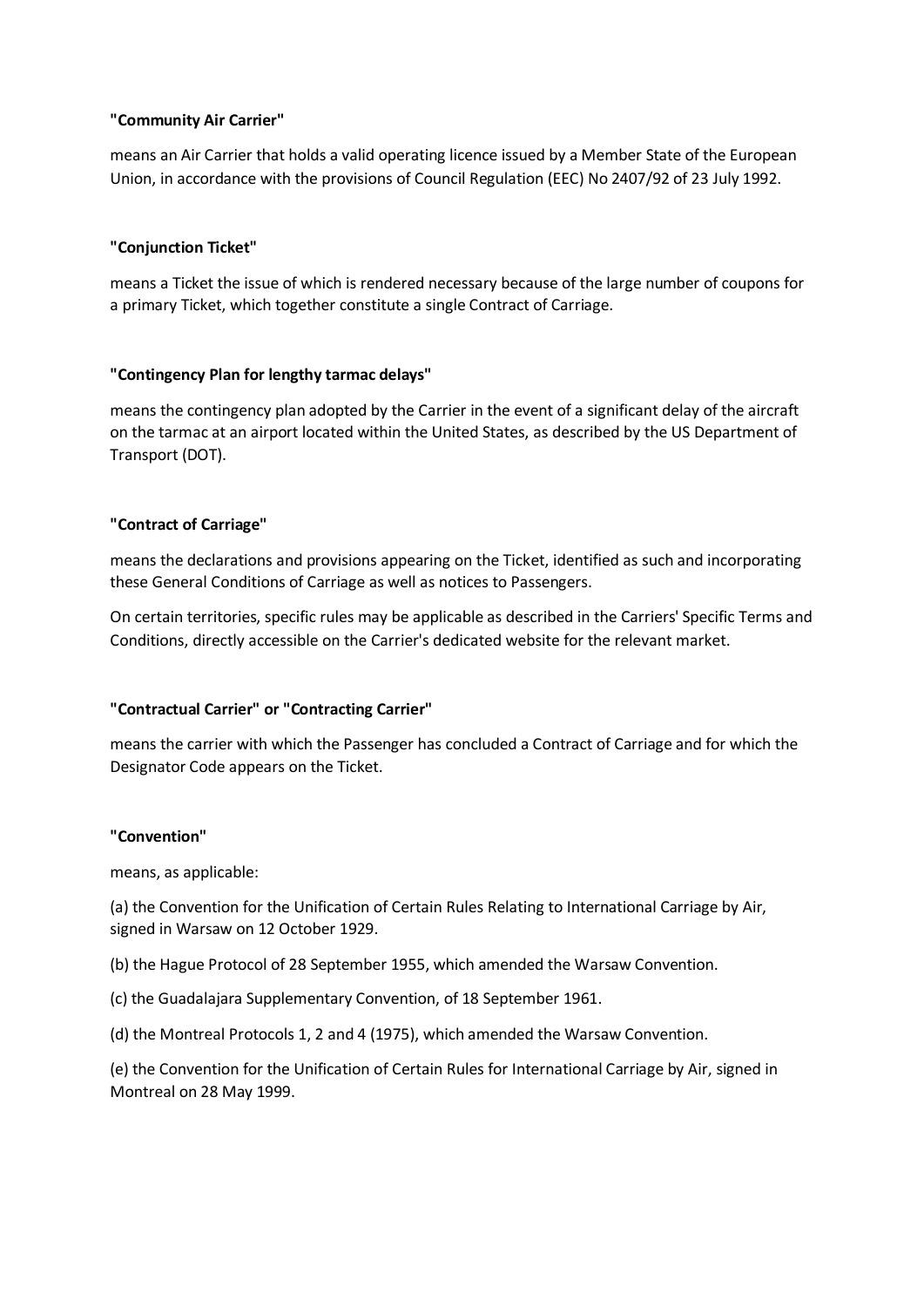**"Community Air Carrier"**

means an Air Carrier that holds a valid operating licence issued by a Member State of the European Union, in accordance with the provisions of Council Regulation (EEC) No 2407/92 of 23 July 1992.

**"Conjunction Ticket"**

means a Ticket the issue of which is rendered necessary because of the large number of coupons for a primary Ticket, which together constitute a single Contract of Carriage.

**"Contingency Plan for lengthy tarmac delays"**

means the contingency plan adopted by the Carrier in the event of a significant delay of the aircraft on the tarmac at an airport located within the United States, as described by the US Department of Transport (DOT).

**"Contract of Carriage"**

means the declarations and provisions appearing on the Ticket, identified as such and incorporating these General Conditions of Carriage as well as notices to Passengers.

On certain territories, specific rules may be applicable as described in the Carriers' Specific Terms and Conditions, directly accessible on the Carrier's dedicated website for the relevant market.

**"Contractual Carrier" or "Contracting Carrier"**

means the carrier with which the Passenger has concluded a Contract of Carriage and for which the Designator Code appears on the Ticket.

**"Convention"**

means, as applicable:

(a) the Convention for the Unification of Certain Rules Relating to International Carriage by Air, signed in Warsaw on 12 October 1929.

(b) the Hague Protocol of 28 September 1955, which amended the Warsaw Convention.

(c) the Guadalajara Supplementary Convention, of 18 September 1961.

(d) the Montreal Protocols 1, 2 and 4 (1975), which amended the Warsaw Convention.

(e) the Convention for the Unification of Certain Rules for International Carriage by Air, signed in Montreal on 28 May 1999.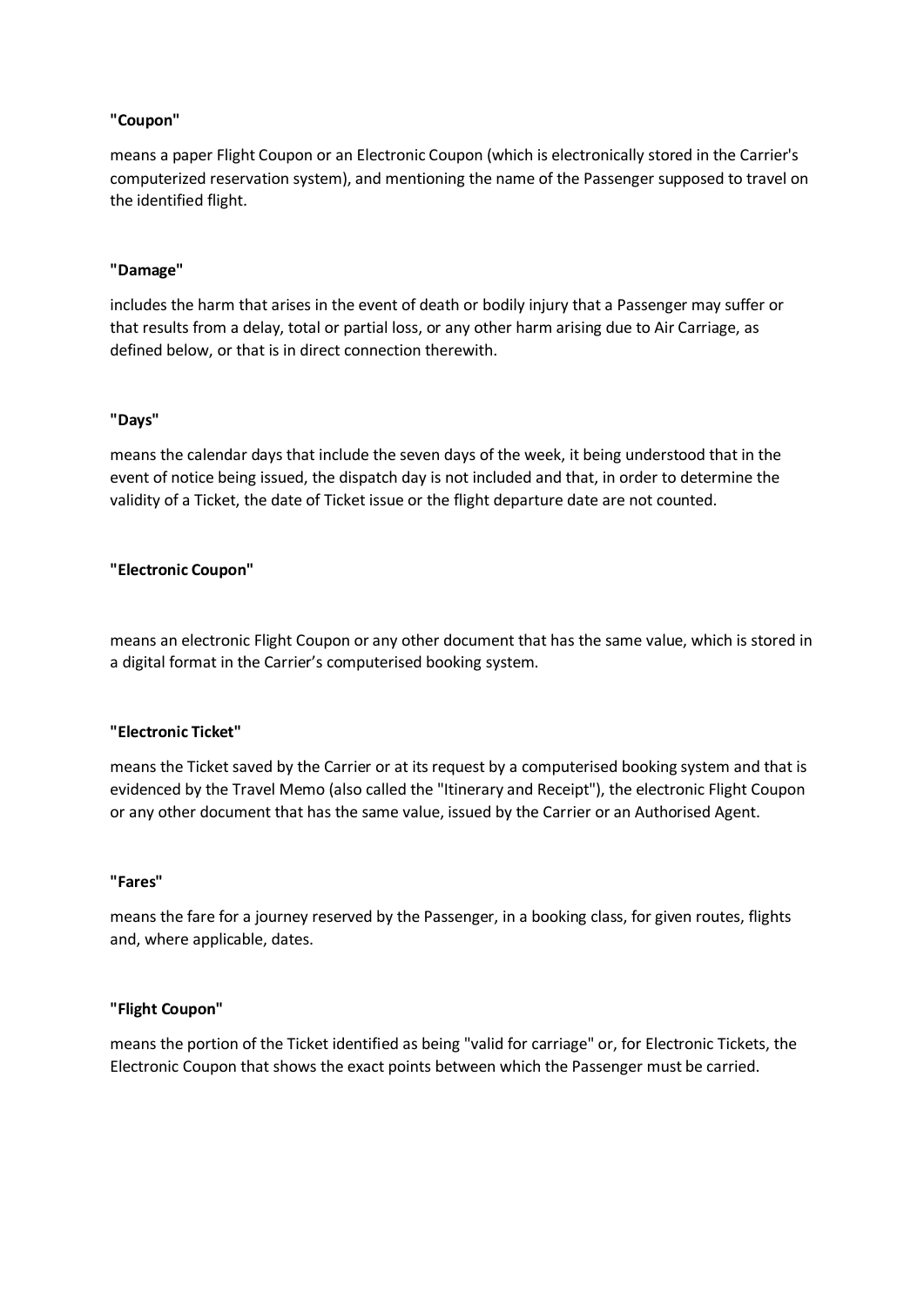**"Coupon"**

means a paper Flight Coupon or an Electronic Coupon (which is electronically stored in the Carrier's computerized reservation system), and mentioning the name of the Passenger supposed to travel on the identified flight.

**"Damage"**

includes the harm that arises in the event of death or bodily injury that a Passenger may suffer or that results from a delay, total or partial loss, or any other harm arising due to Air Carriage, as defined below, or that is in direct connection therewith.

**"Days"**

means the calendar days that include the seven days of the week, it being understood that in the event of notice being issued, the dispatch day is not included and that, in order to determine the validity of a Ticket, the date of Ticket issue or the flight departure date are not counted.

**"Electronic Coupon"**

means an electronic Flight Coupon or any other document that has the same value, which is stored in a digital format in the Carrier's computerised booking system.

**"Electronic Ticket"**

means the Ticket saved by the Carrier or at its request by a computerised booking system and that is evidenced by the Travel Memo (also called the "Itinerary and Receipt"), the electronic Flight Coupon or any other document that has the same value, issued by the Carrier or an Authorised Agent.

**"Fares"**

means the fare for a journey reserved by the Passenger, in a booking class, for given routes, flights and, where applicable, dates.

**"Flight Coupon"**

means the portion of the Ticket identified as being "valid for carriage" or, for Electronic Tickets, the Electronic Coupon that shows the exact points between which the Passenger must be carried.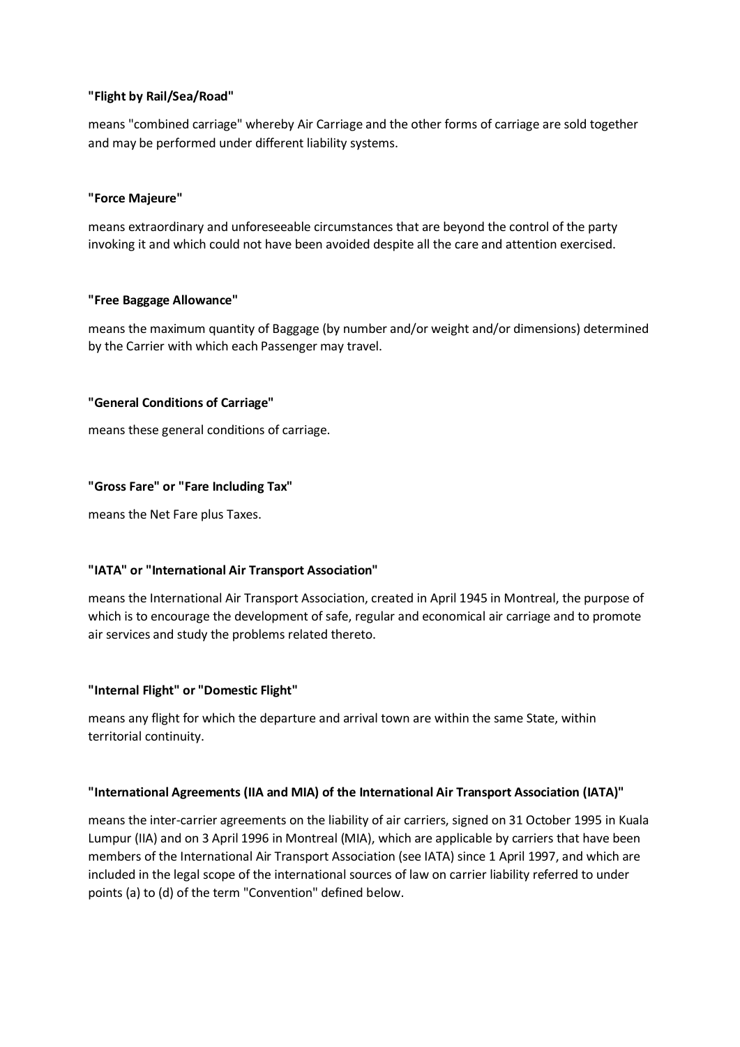**"Flight by Rail/Sea/Road"**

means "combined carriage" whereby Air Carriage and the other forms of carriage are sold together and may be performed under different liability systems.

**"Force Majeure"**

means extraordinary and unforeseeable circumstances that are beyond the control of the party invoking it and which could not have been avoided despite all the care and attention exercised.

**"Free Baggage Allowance"**

means the maximum quantity of Baggage (by number and/or weight and/or dimensions) determined by the Carrier with which each Passenger may travel.

**"General Conditions of Carriage"**

means these general conditions of carriage.

**"Gross Fare" or "Fare Including Tax"**

means the Net Fare plus Taxes.

**"IATA" or "International Air Transport Association"**

means the International Air Transport Association, created in April 1945 in Montreal, the purpose of which is to encourage the development of safe, regular and economical air carriage and to promote air services and study the problems related thereto.

**"Internal Flight" or "Domestic Flight"**

means any flight for which the departure and arrival town are within the same State, within territorial continuity.

**"International Agreements (IIA and MIA) of the International Air Transport Association (IATA)"**

means the inter-carrier agreements on the liability of air carriers, signed on 31 October 1995 in Kuala Lumpur (IIA) and on 3 April 1996 in Montreal (MIA), which are applicable by carriers that have been members of the International Air Transport Association (see IATA) since 1 April 1997, and which are included in the legal scope of the international sources of law on carrier liability referred to under points (a) to (d) of the term "Convention" defined below.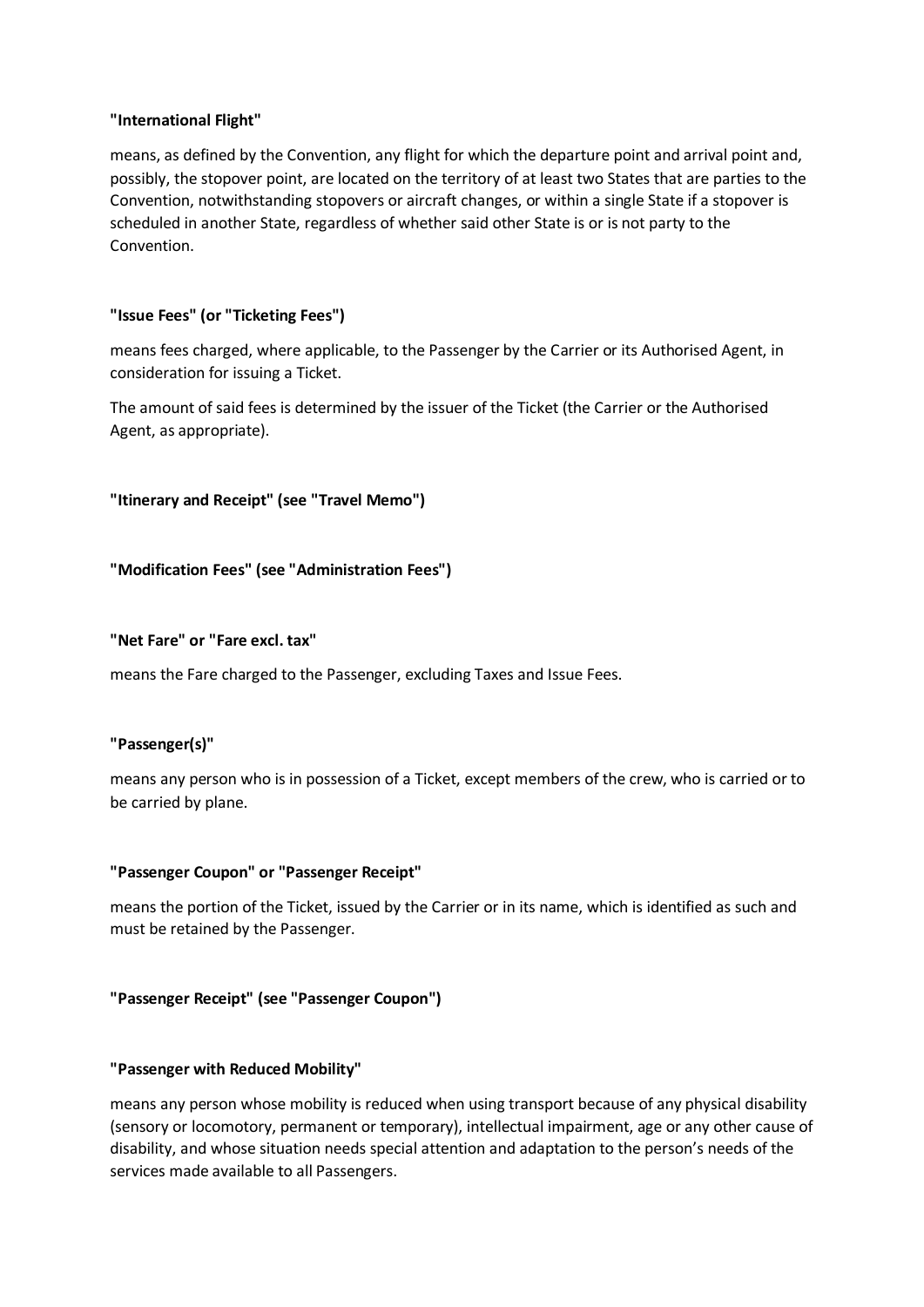**"International Flight"**

means, as defined by the Convention, any flight for which the departure point and arrival point and, possibly, the stopover point, are located on the territory of at least two States that are parties to the Convention, notwithstanding stopovers or aircraft changes, or within a single State if a stopover is scheduled in another State, regardless of whether said other State is or is not party to the Convention.

**"Issue Fees" (or "Ticketing Fees")**

means fees charged, where applicable, to the Passenger by the Carrier or its Authorised Agent, in consideration for issuing a Ticket.

The amount of said fees is determined by the issuer of the Ticket (the Carrier or the Authorised Agent, as appropriate).

**"Itinerary and Receipt" (see "Travel Memo")**

**"Modification Fees" (see "Administration Fees")**

**"Net Fare" or "Fare excl. tax"**

means the Fare charged to the Passenger, excluding Taxes and Issue Fees.

**"Passenger(s)"**

means any person who is in possession of a Ticket, except members of the crew, who is carried or to be carried by plane.

**"Passenger Coupon" or "Passenger Receipt"**

means the portion of the Ticket, issued by the Carrier or in its name, which is identified as such and must be retained by the Passenger.

**"Passenger Receipt" (see "Passenger Coupon")**

**"Passenger with Reduced Mobility"**

means any person whose mobility is reduced when using transport because of any physical disability (sensory or locomotory, permanent or temporary), intellectual impairment, age or any other cause of disability, and whose situation needs special attention and adaptation to the person's needs of the services made available to all Passengers.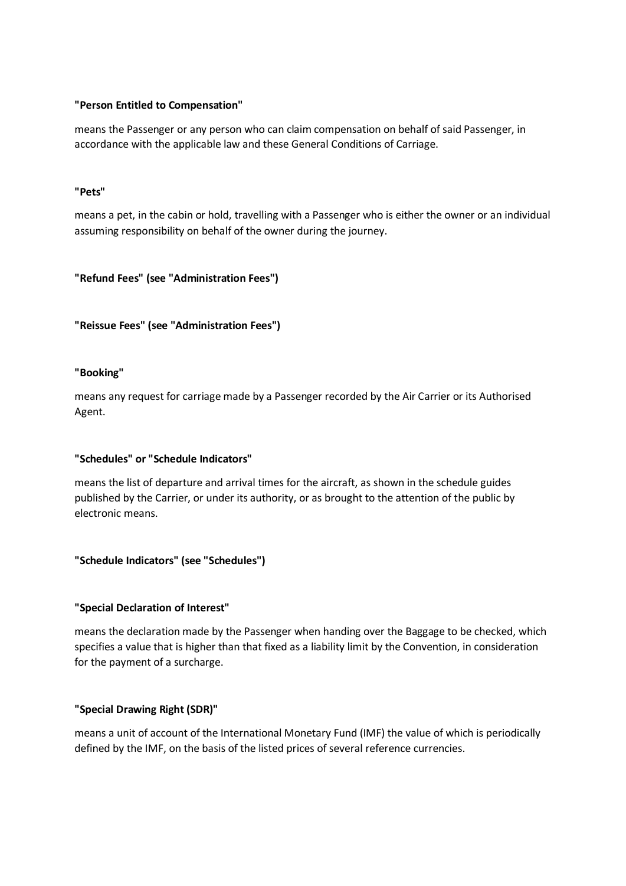**"Person Entitled to Compensation"**

means the Passenger or any person who can claim compensation on behalf of said Passenger, in accordance with the applicable law and these General Conditions of Carriage.

**"Pets"**

means a pet, in the cabin or hold, travelling with a Passenger who is either the owner or an individual assuming responsibility on behalf of the owner during the journey.

**"Refund Fees" (see "Administration Fees")**

**"Reissue Fees" (see "Administration Fees")**

**"Booking"**

means any request for carriage made by a Passenger recorded by the Air Carrier or its Authorised Agent.

**"Schedules" or "Schedule Indicators"**

means the list of departure and arrival times for the aircraft, as shown in the schedule guides published by the Carrier, or under its authority, or as brought to the attention of the public by electronic means.

**"Schedule Indicators" (see "Schedules")**

**"Special Declaration of Interest"**

means the declaration made by the Passenger when handing over the Baggage to be checked, which specifies a value that is higher than that fixed as a liability limit by the Convention, in consideration for the payment of a surcharge.

**"Special Drawing Right (SDR)"**

means a unit of account of the International Monetary Fund (IMF) the value of which is periodically defined by the IMF, on the basis of the listed prices of several reference currencies.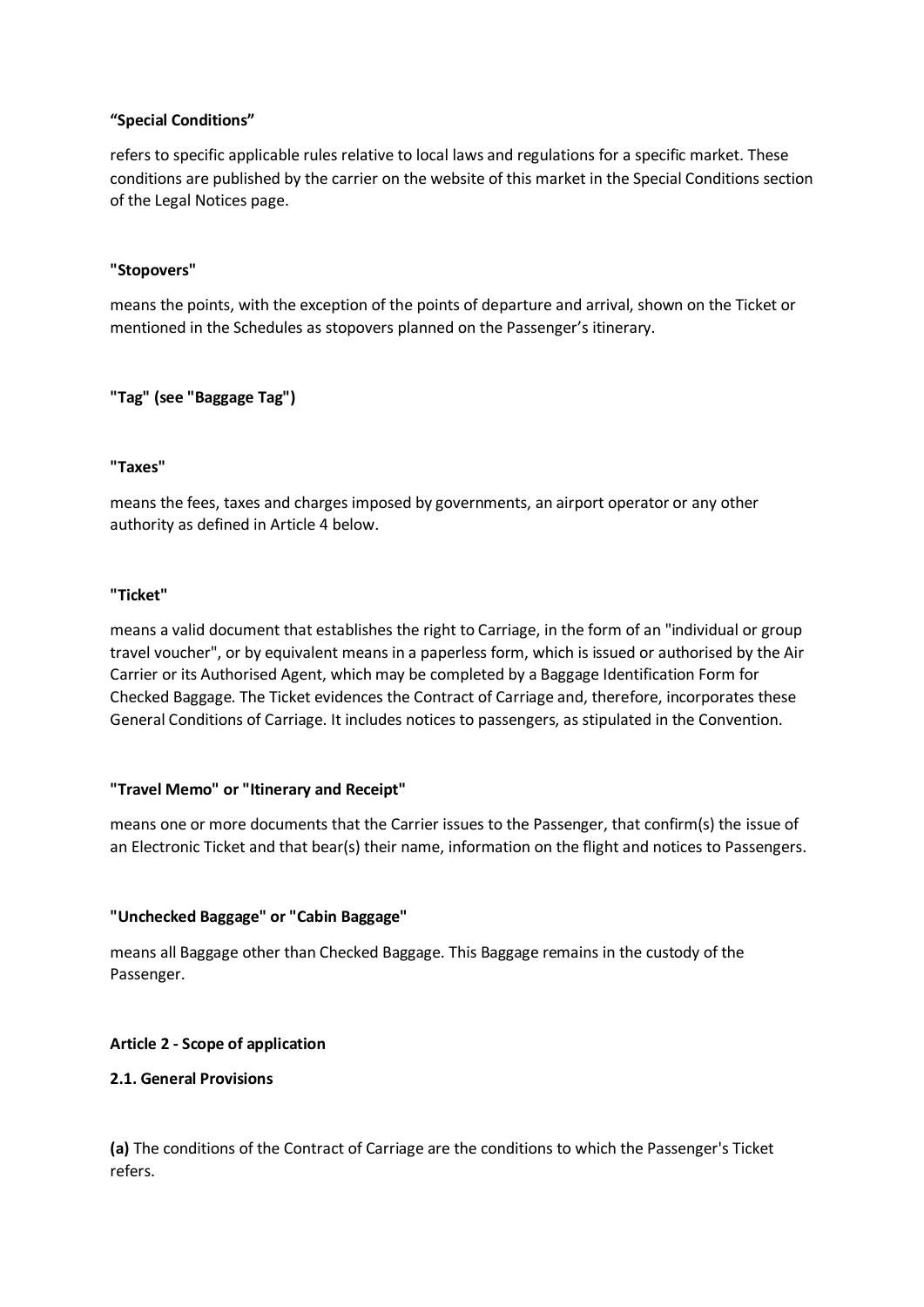**“Special Conditions”**

refers to specific applicable rules relative to local laws and regulations for a specific market. These conditions are published by the carrier on the website of this market in the Special Conditions section of the Legal Notices page.

**"Stopovers"**

means the points, with the exception of the points of departure and arrival, shown on the Ticket or mentioned in the Schedules as stopovers planned on the Passenger’s itinerary.

**"Tag" (see "Baggage Tag")**

**"Taxes"**

means the fees, taxes and charges imposed by governments, an airport operator or any other authority as defined in Article 4 below.

**"Ticket"**

means a valid document that establishes the right to Carriage, in the form of an "individual or group travel voucher", or by equivalent means in a paperless form, which is issued or authorised by the Air Carrier or its Authorised Agent, which may be completed by a Baggage Identification Form for Checked Baggage. The Ticket evidences the Contract of Carriage and, therefore, incorporates these General Conditions of Carriage. It includes notices to passengers, as stipulated in the Convention.

**"Travel Memo" or "Itinerary and Receipt"**

means one or more documents that the Carrier issues to the Passenger, that confirm(s) the issue of an Electronic Ticket and that bear(s) their name, information on the flight and notices to Passengers.

**"Unchecked Baggage" or "Cabin Baggage"**

means all Baggage other than Checked Baggage. This Baggage remains in the custody of the Passenger.

**Article 2 - Scope of application**

**2.1. General Provisions**

**(a)** The conditions of the Contract of Carriage are the conditions to which the Passenger's Ticket refers.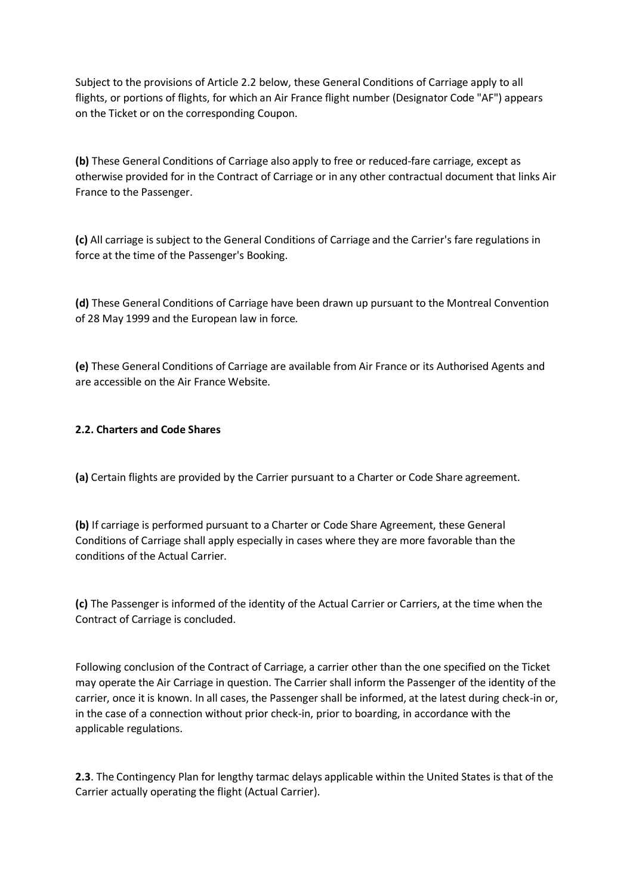Subject to the provisions of Article 2.2 below, these General Conditions of Carriage apply to all flights, or portions of flights, for which an Air France flight number (Designator Code "AF") appears on the Ticket or on the corresponding Coupon.

**(b)** These General Conditions of Carriage also apply to free or reduced-fare carriage, except as otherwise provided for in the Contract of Carriage or in any other contractual document that links Air France to the Passenger.

**(c)** All carriage is subject to the General Conditions of Carriage and the Carrier's fare regulations in force at the time of the Passenger's Booking.

**(d)** These General Conditions of Carriage have been drawn up pursuant to the Montreal Convention of 28 May 1999 and the European law in force.

**(e)** These General Conditions of Carriage are available from Air France or its Authorised Agents and are accessible on the Air France Website.

**2.2. Charters and Code Shares**

**(a)** Certain flights are provided by the Carrier pursuant to a Charter or Code Share agreement.

**(b)** If carriage is performed pursuant to a Charter or Code Share Agreement, these General Conditions of Carriage shall apply especially in cases where they are more favorable than the conditions of the Actual Carrier.

**(c)** The Passenger is informed of the identity of the Actual Carrier or Carriers, at the time when the Contract of Carriage is concluded.

Following conclusion of the Contract of Carriage, a carrier other than the one specified on the Ticket may operate the Air Carriage in question. The Carrier shall inform the Passenger of the identity of the carrier, once it is known. In all cases, the Passenger shall be informed, at the latest during check-in or, in the case of a connection without prior check-in, prior to boarding, in accordance with the applicable regulations.

**2.3**. The Contingency Plan for lengthy tarmac delays applicable within the United States is that of the Carrier actually operating the flight (Actual Carrier).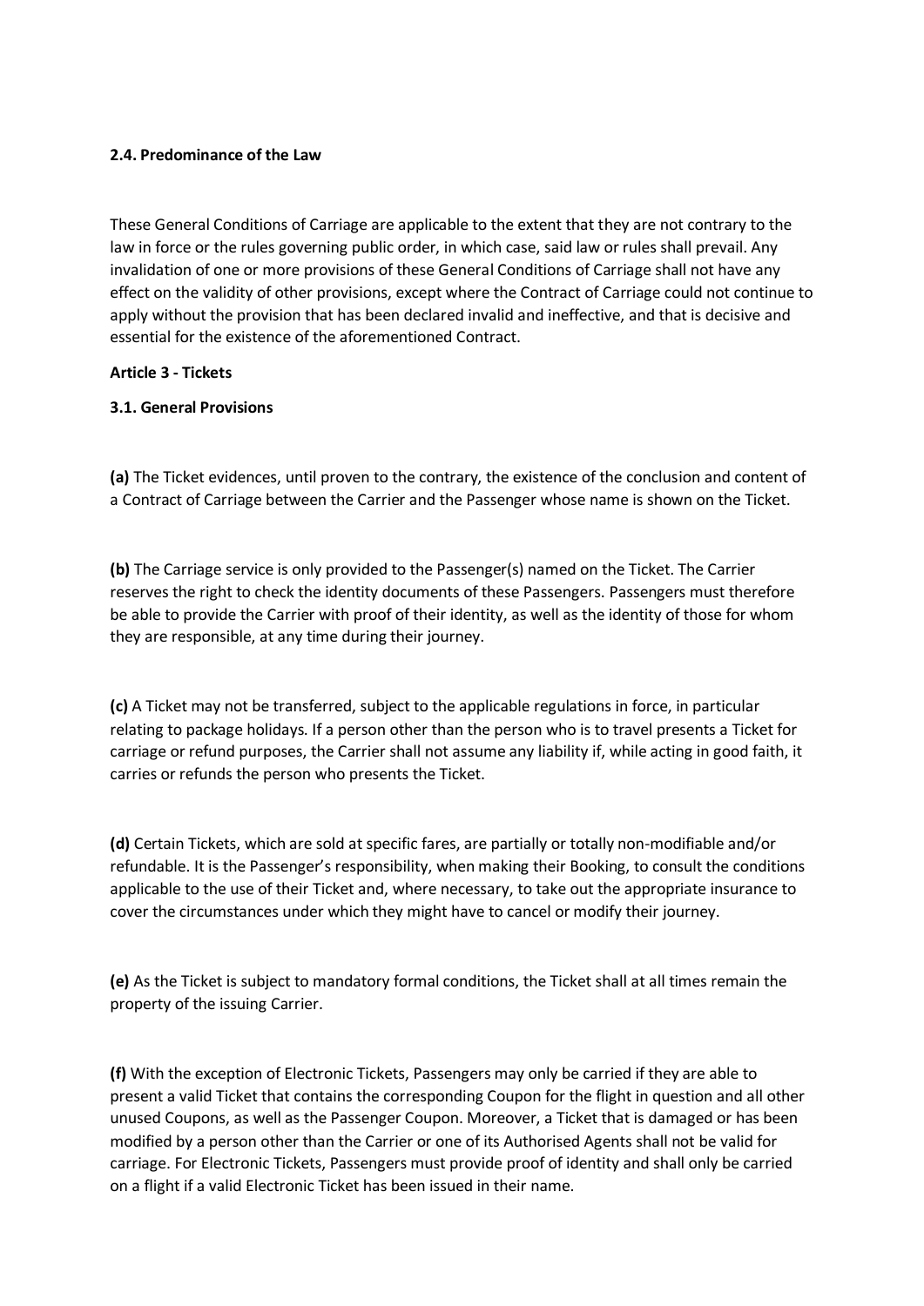**2.4. Predominance of the Law**

These General Conditions of Carriage are applicable to the extent that they are not contrary to the law in force or the rules governing public order, in which case, said law or rules shall prevail. Any invalidation of one or more provisions of these General Conditions of Carriage shall not have any effect on the validity of other provisions, except where the Contract of Carriage could not continue to apply without the provision that has been declared invalid and ineffective, and that is decisive and essential for the existence of the aforementioned Contract.

**Article 3 - Tickets**

**3.1. General Provisions**

**(a)** The Ticket evidences, until proven to the contrary, the existence of the conclusion and content of a Contract of Carriage between the Carrier and the Passenger whose name is shown on the Ticket.

**(b)** The Carriage service is only provided to the Passenger(s) named on the Ticket. The Carrier reserves the right to check the identity documents of these Passengers. Passengers must therefore be able to provide the Carrier with proof of their identity, as well as the identity of those for whom they are responsible, at any time during their journey.

**(c)** A Ticket may not be transferred, subject to the applicable regulations in force, in particular relating to package holidays. If a person other than the person who is to travel presents a Ticket for carriage or refund purposes, the Carrier shall not assume any liability if, while acting in good faith, it carries or refunds the person who presents the Ticket.

**(d)** Certain Tickets, which are sold at specific fares, are partially or totally non-modifiable and/or refundable. It is the Passenger's responsibility, when making their Booking, to consult the conditions applicable to the use of their Ticket and, where necessary, to take out the appropriate insurance to cover the circumstances under which they might have to cancel or modify their journey.

**(e)** As the Ticket is subject to mandatory formal conditions, the Ticket shall at all times remain the property of the issuing Carrier.

**(f)** With the exception of Electronic Tickets, Passengers may only be carried if they are able to present a valid Ticket that contains the corresponding Coupon for the flight in question and all other unused Coupons, as well as the Passenger Coupon. Moreover, a Ticket that is damaged or has been modified by a person other than the Carrier or one of its Authorised Agents shall not be valid for carriage. For Electronic Tickets, Passengers must provide proof of identity and shall only be carried on a flight if a valid Electronic Ticket has been issued in their name.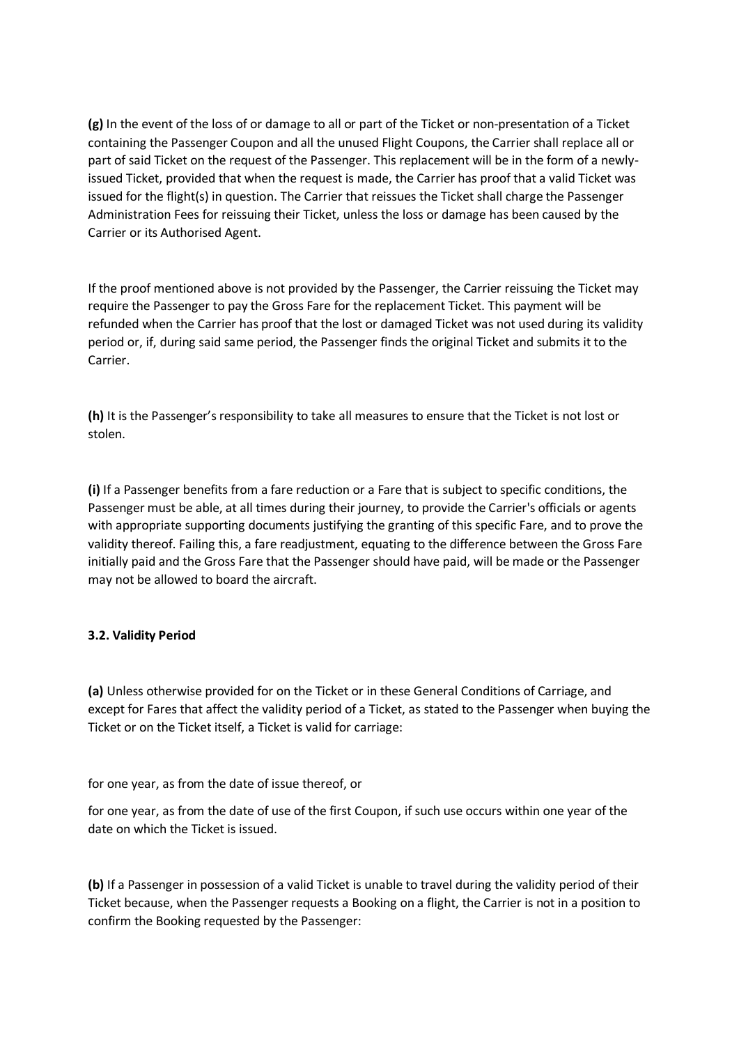**(g)** In the event of the loss of or damage to all or part of the Ticket or non-presentation of a Ticket containing the Passenger Coupon and all the unused Flight Coupons, the Carrier shall replace all or part of said Ticket on the request of the Passenger. This replacement will be in the form of a newly-issued Ticket, provided that when the request is made, the Carrier has proof that a valid Ticket was issued for the flight(s) in question. The Carrier that reissues the Ticket shall charge the Passenger Administration Fees for reissuing their Ticket, unless the loss or damage has been caused by the Carrier or its Authorised Agent.

If the proof mentioned above is not provided by the Passenger, the Carrier reissuing the Ticket may require the Passenger to pay the Gross Fare for the replacement Ticket. This payment will be refunded when the Carrier has proof that the lost or damaged Ticket was not used during its validity period or, if, during said same period, the Passenger finds the original Ticket and submits it to the Carrier.

**(h)** It is the Passenger's responsibility to take all measures to ensure that the Ticket is not lost or stolen.

**(i)** If a Passenger benefits from a fare reduction or a Fare that is subject to specific conditions, the Passenger must be able, at all times during their journey, to provide the Carrier's officials or agents with appropriate supporting documents justifying the granting of this specific Fare, and to prove the validity thereof. Failing this, a fare readjustment, equating to the difference between the Gross Fare initially paid and the Gross Fare that the Passenger should have paid, will be made or the Passenger may not be allowed to board the aircraft.

**3.2. Validity Period**

**(a)** Unless otherwise provided for on the Ticket or in these General Conditions of Carriage, and except for Fares that affect the validity period of a Ticket, as stated to the Passenger when buying the Ticket or on the Ticket itself, a Ticket is valid for carriage:

for one year, as from the date of issue thereof, or

for one year, as from the date of use of the first Coupon, if such use occurs within one year of the date on which the Ticket is issued.

**(b)** If a Passenger in possession of a valid Ticket is unable to travel during the validity period of their Ticket because, when the Passenger requests a Booking on a flight, the Carrier is not in a position to confirm the Booking requested by the Passenger: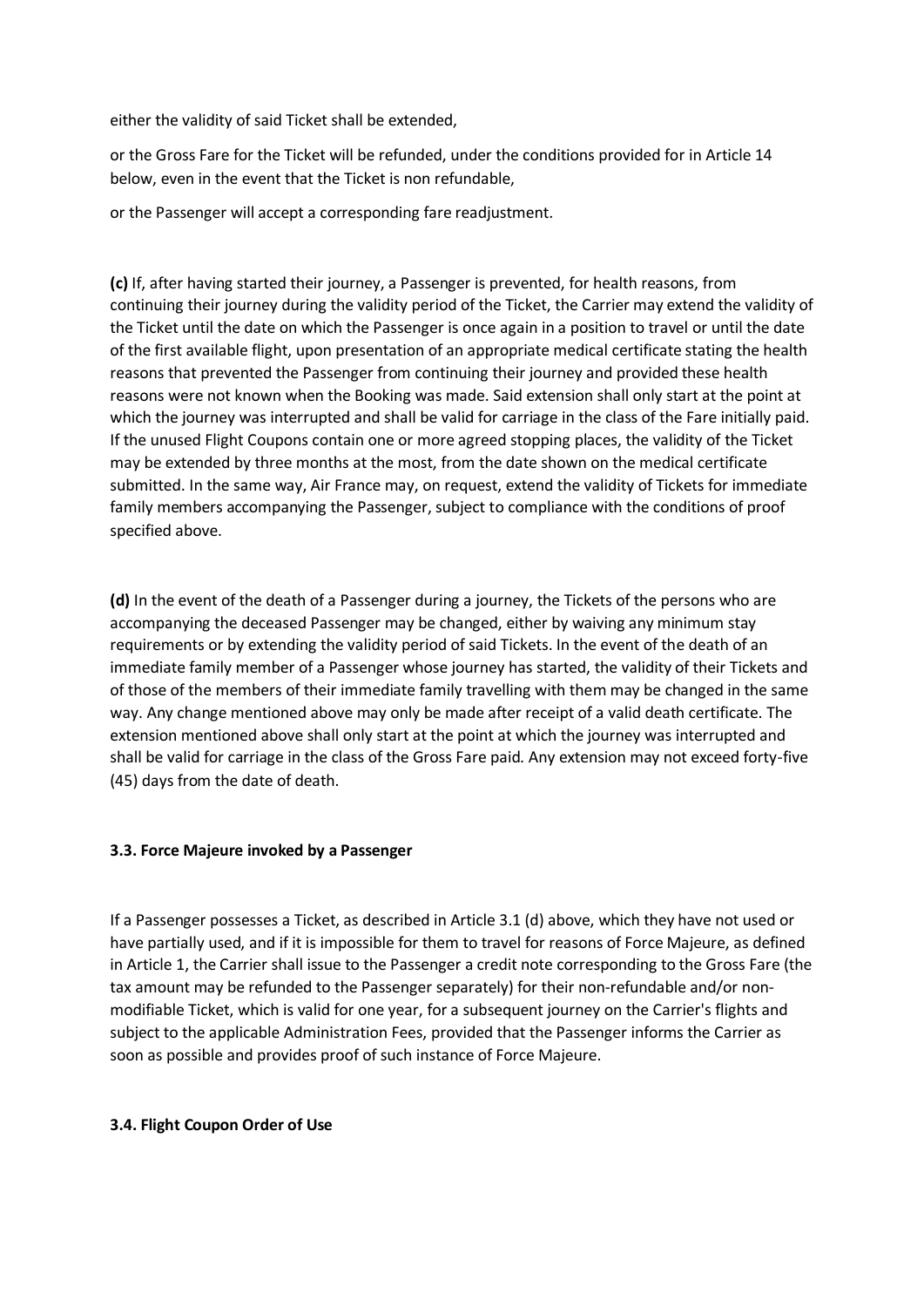either the validity of said Ticket shall be extended,

or the Gross Fare for the Ticket will be refunded, under the conditions provided for in Article 14 below, even in the event that the Ticket is non refundable,

or the Passenger will accept a corresponding fare readjustment.

**(c)** If, after having started their journey, a Passenger is prevented, for health reasons, from continuing their journey during the validity period of the Ticket, the Carrier may extend the validity of the Ticket until the date on which the Passenger is once again in a position to travel or until the date of the first available flight, upon presentation of an appropriate medical certificate stating the health reasons that prevented the Passenger from continuing their journey and provided these health reasons were not known when the Booking was made. Said extension shall only start at the point at which the journey was interrupted and shall be valid for carriage in the class of the Fare initially paid. If the unused Flight Coupons contain one or more agreed stopping places, the validity of the Ticket may be extended by three months at the most, from the date shown on the medical certificate submitted. In the same way, Air France may, on request, extend the validity of Tickets for immediate family members accompanying the Passenger, subject to compliance with the conditions of proof specified above.

**(d)** In the event of the death of a Passenger during a journey, the Tickets of the persons who are accompanying the deceased Passenger may be changed, either by waiving any minimum stay requirements or by extending the validity period of said Tickets. In the event of the death of an immediate family member of a Passenger whose journey has started, the validity of their Tickets and of those of the members of their immediate family travelling with them may be changed in the same way. Any change mentioned above may only be made after receipt of a valid death certificate. The extension mentioned above shall only start at the point at which the journey was interrupted and shall be valid for carriage in the class of the Gross Fare paid. Any extension may not exceed forty-five (45) days from the date of death.

### 3.3. Force Majeure invoked by a Passenger

If a Passenger possesses a Ticket, as described in Article 3.1 (d) above, which they have not used or have partially used, and if it is impossible for them to travel for reasons of Force Majeure, as defined in Article 1, the Carrier shall issue to the Passenger a credit note corresponding to the Gross Fare (the tax amount may be refunded to the Passenger separately) for their non-refundable and/or non-modifiable Ticket, which is valid for one year, for a subsequent journey on the Carrier's flights and subject to the applicable Administration Fees, provided that the Passenger informs the Carrier as soon as possible and provides proof of such instance of Force Majeure.

### 3.4. Flight Coupon Order of Use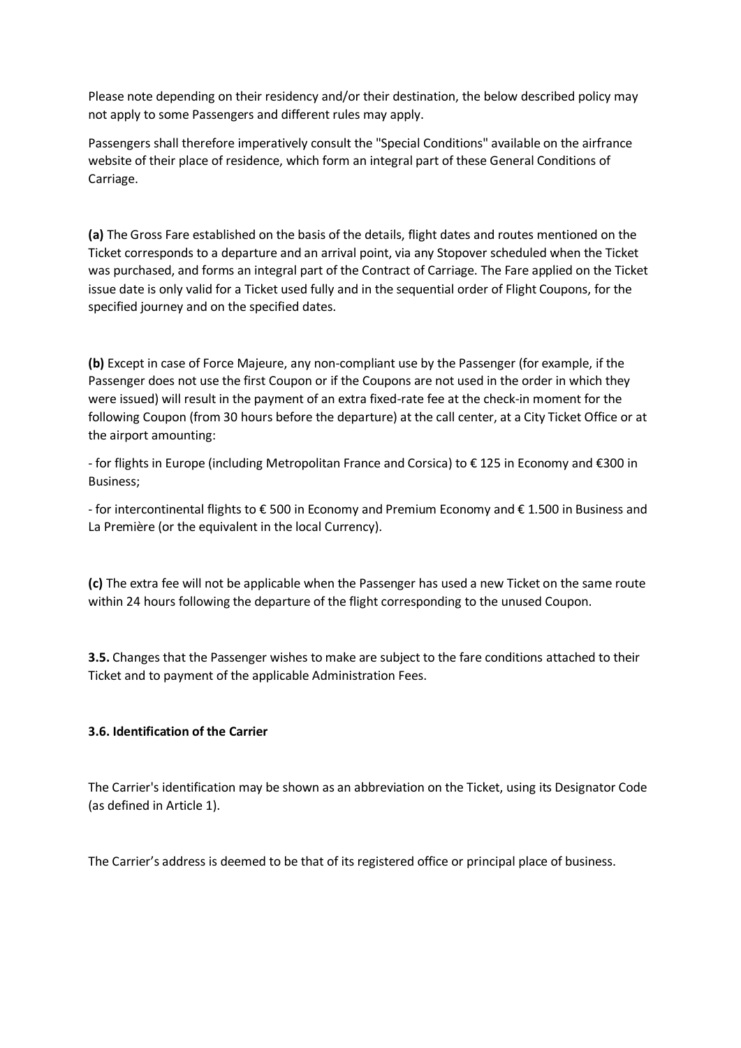Please note depending on their residency and/or their destination, the below described policy may not apply to some Passengers and different rules may apply.

Passengers shall therefore imperatively consult the "Special Conditions" available on the airfrance website of their place of residence, which form an integral part of these General Conditions of Carriage.

**(a)** The Gross Fare established on the basis of the details, flight dates and routes mentioned on the Ticket corresponds to a departure and an arrival point, via any Stopover scheduled when the Ticket was purchased, and forms an integral part of the Contract of Carriage. The Fare applied on the Ticket issue date is only valid for a Ticket used fully and in the sequential order of Flight Coupons, for the specified journey and on the specified dates.

**(b)** Except in case of Force Majeure, any non-compliant use by the Passenger (for example, if the Passenger does not use the first Coupon or if the Coupons are not used in the order in which they were issued) will result in the payment of an extra fixed-rate fee at the check-in moment for the following Coupon (from 30 hours before the departure) at the call center, at a City Ticket Office or at the airport amounting:

- for flights in Europe (including Metropolitan France and Corsica) to € 125 in Economy and €300 in Business;

- for intercontinental flights to € 500 in Economy and Premium Economy and € 1.500 in Business and La Première (or the equivalent in the local Currency).

**(c)** The extra fee will not be applicable when the Passenger has used a new Ticket on the same route within 24 hours following the departure of the flight corresponding to the unused Coupon.

**3.5.** Changes that the Passenger wishes to make are subject to the fare conditions attached to their Ticket and to payment of the applicable Administration Fees.

**3.6. Identification of the Carrier**

The Carrier's identification may be shown as an abbreviation on the Ticket, using its Designator Code (as defined in Article 1).

The Carrier's address is deemed to be that of its registered office or principal place of business.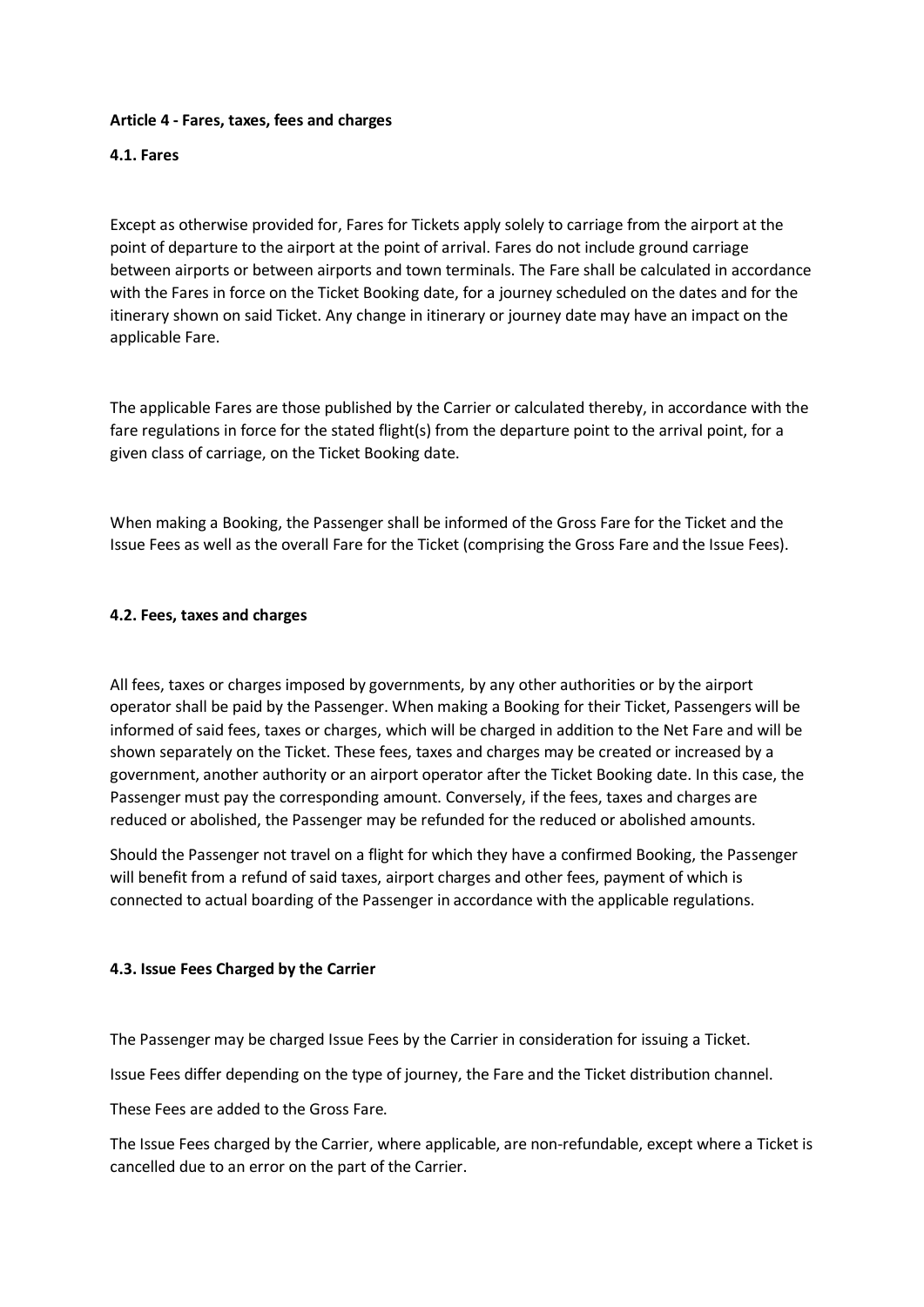## Article 4 - Fares, taxes, fees and charges

### 4.1. Fares

Except as otherwise provided for, Fares for Tickets apply solely to carriage from the airport at the point of departure to the airport at the point of arrival. Fares do not include ground carriage between airports or between airports and town terminals. The Fare shall be calculated in accordance with the Fares in force on the Ticket Booking date, for a journey scheduled on the dates and for the itinerary shown on said Ticket. Any change in itinerary or journey date may have an impact on the applicable Fare.

The applicable Fares are those published by the Carrier or calculated thereby, in accordance with the fare regulations in force for the stated flight(s) from the departure point to the arrival point, for a given class of carriage, on the Ticket Booking date.

When making a Booking, the Passenger shall be informed of the Gross Fare for the Ticket and the Issue Fees as well as the overall Fare for the Ticket (comprising the Gross Fare and the Issue Fees).

### 4.2. Fees, taxes and charges

All fees, taxes or charges imposed by governments, by any other authorities or by the airport operator shall be paid by the Passenger. When making a Booking for their Ticket, Passengers will be informed of said fees, taxes or charges, which will be charged in addition to the Net Fare and will be shown separately on the Ticket. These fees, taxes and charges may be created or increased by a government, another authority or an airport operator after the Ticket Booking date. In this case, the Passenger must pay the corresponding amount. Conversely, if the fees, taxes and charges are reduced or abolished, the Passenger may be refunded for the reduced or abolished amounts.

Should the Passenger not travel on a flight for which they have a confirmed Booking, the Passenger will benefit from a refund of said taxes, airport charges and other fees, payment of which is connected to actual boarding of the Passenger in accordance with the applicable regulations.

### 4.3. Issue Fees Charged by the Carrier

The Passenger may be charged Issue Fees by the Carrier in consideration for issuing a Ticket.

Issue Fees differ depending on the type of journey, the Fare and the Ticket distribution channel.

These Fees are added to the Gross Fare.

The Issue Fees charged by the Carrier, where applicable, are non-refundable, except where a Ticket is cancelled due to an error on the part of the Carrier.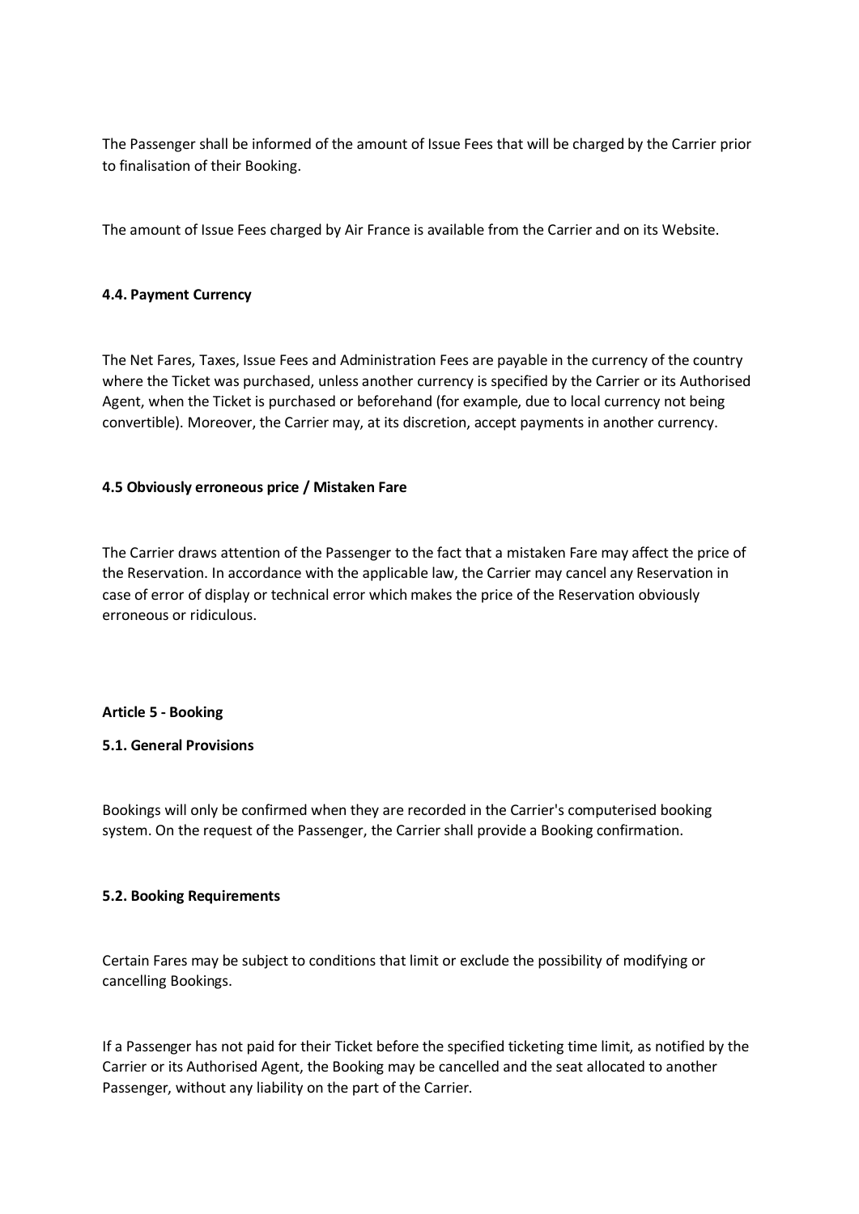The Passenger shall be informed of the amount of Issue Fees that will be charged by the Carrier prior to finalisation of their Booking.

The amount of Issue Fees charged by Air France is available from the Carrier and on its Website.

**4.4. Payment Currency**

The Net Fares, Taxes, Issue Fees and Administration Fees are payable in the currency of the country where the Ticket was purchased, unless another currency is specified by the Carrier or its Authorised Agent, when the Ticket is purchased or beforehand (for example, due to local currency not being convertible). Moreover, the Carrier may, at its discretion, accept payments in another currency.

**4.5 Obviously erroneous price / Mistaken Fare**

The Carrier draws attention of the Passenger to the fact that a mistaken Fare may affect the price of the Reservation. In accordance with the applicable law, the Carrier may cancel any Reservation in case of error of display or technical error which makes the price of the Reservation obviously erroneous or ridiculous.

**Article 5 - Booking**

**5.1. General Provisions**

Bookings will only be confirmed when they are recorded in the Carrier's computerised booking system. On the request of the Passenger, the Carrier shall provide a Booking confirmation.

**5.2. Booking Requirements**

Certain Fares may be subject to conditions that limit or exclude the possibility of modifying or cancelling Bookings.

If a Passenger has not paid for their Ticket before the specified ticketing time limit, as notified by the Carrier or its Authorised Agent, the Booking may be cancelled and the seat allocated to another Passenger, without any liability on the part of the Carrier.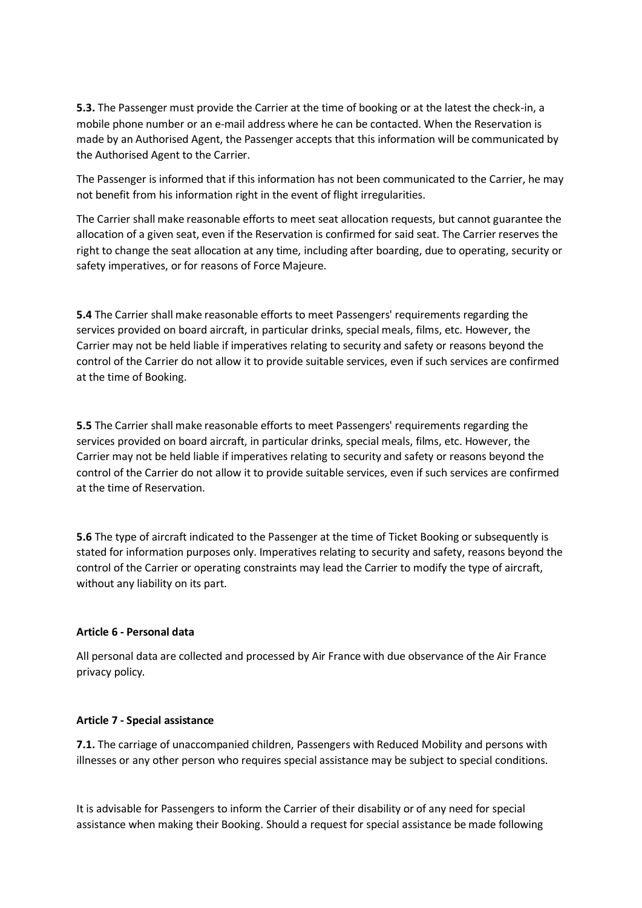**5.3.** The Passenger must provide the Carrier at the time of booking or at the latest the check-in, a mobile phone number or an e-mail address where he can be contacted. When the Reservation is made by an Authorised Agent, the Passenger accepts that this information will be communicated by the Authorised Agent to the Carrier.

The Passenger is informed that if this information has not been communicated to the Carrier, he may not benefit from his information right in the event of flight irregularities.

The Carrier shall make reasonable efforts to meet seat allocation requests, but cannot guarantee the allocation of a given seat, even if the Reservation is confirmed for said seat. The Carrier reserves the right to change the seat allocation at any time, including after boarding, due to operating, security or safety imperatives, or for reasons of Force Majeure.

**5.4** The Carrier shall make reasonable efforts to meet Passengers' requirements regarding the services provided on board aircraft, in particular drinks, special meals, films, etc. However, the Carrier may not be held liable if imperatives relating to security and safety or reasons beyond the control of the Carrier do not allow it to provide suitable services, even if such services are confirmed at the time of Booking.

**5.5** The Carrier shall make reasonable efforts to meet Passengers' requirements regarding the services provided on board aircraft, in particular drinks, special meals, films, etc. However, the Carrier may not be held liable if imperatives relating to security and safety or reasons beyond the control of the Carrier do not allow it to provide suitable services, even if such services are confirmed at the time of Reservation.

**5.6** The type of aircraft indicated to the Passenger at the time of Ticket Booking or subsequently is stated for information purposes only. Imperatives relating to security and safety, reasons beyond the control of the Carrier or operating constraints may lead the Carrier to modify the type of aircraft, without any liability on its part.

**Article 6 - Personal data**

All personal data are collected and processed by Air France with due observance of the Air France privacy policy.

**Article 7 - Special assistance**

**7.1.** The carriage of unaccompanied children, Passengers with Reduced Mobility and persons with illnesses or any other person who requires special assistance may be subject to special conditions.

It is advisable for Passengers to inform the Carrier of their disability or of any need for special assistance when making their Booking. Should a request for special assistance be made following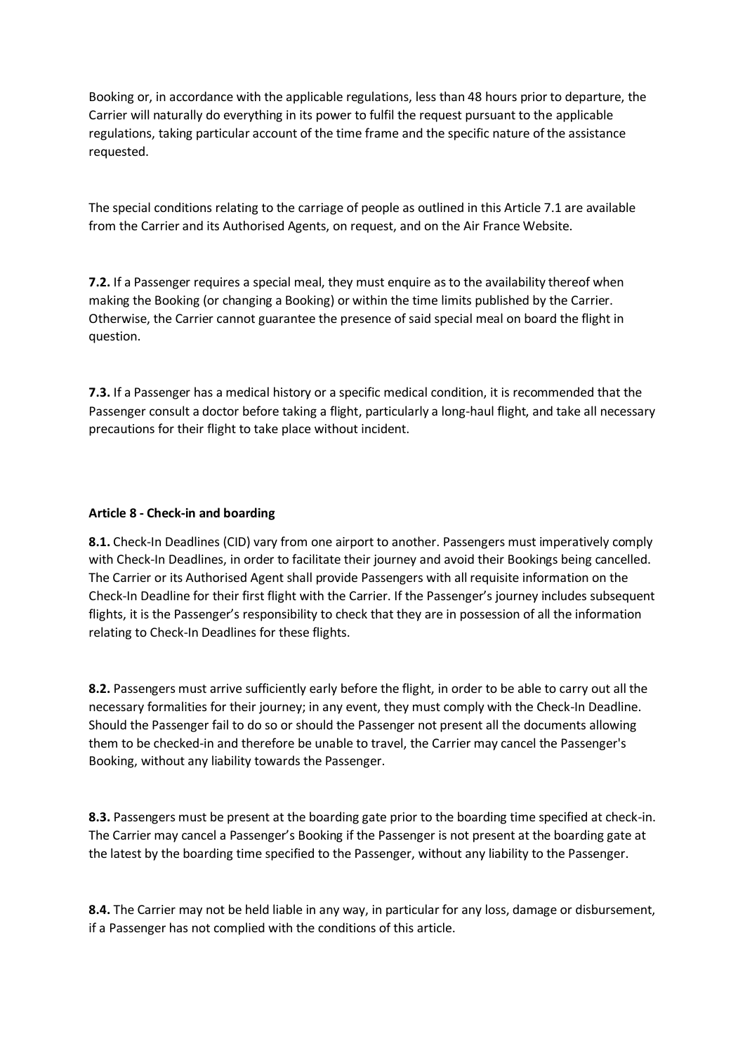Booking or, in accordance with the applicable regulations, less than 48 hours prior to departure, the Carrier will naturally do everything in its power to fulfil the request pursuant to the applicable regulations, taking particular account of the time frame and the specific nature of the assistance requested.

The special conditions relating to the carriage of people as outlined in this Article 7.1 are available from the Carrier and its Authorised Agents, on request, and on the Air France Website.

**7.2.** If a Passenger requires a special meal, they must enquire as to the availability thereof when making the Booking (or changing a Booking) or within the time limits published by the Carrier. Otherwise, the Carrier cannot guarantee the presence of said special meal on board the flight in question.

**7.3.** If a Passenger has a medical history or a specific medical condition, it is recommended that the Passenger consult a doctor before taking a flight, particularly a long-haul flight, and take all necessary precautions for their flight to take place without incident.

**Article 8 - Check-in and boarding**

**8.1.** Check-In Deadlines (CID) vary from one airport to another. Passengers must imperatively comply with Check-In Deadlines, in order to facilitate their journey and avoid their Bookings being cancelled. The Carrier or its Authorised Agent shall provide Passengers with all requisite information on the Check-In Deadline for their first flight with the Carrier. If the Passenger's journey includes subsequent flights, it is the Passenger's responsibility to check that they are in possession of all the information relating to Check-In Deadlines for these flights.

**8.2.** Passengers must arrive sufficiently early before the flight, in order to be able to carry out all the necessary formalities for their journey; in any event, they must comply with the Check-In Deadline. Should the Passenger fail to do so or should the Passenger not present all the documents allowing them to be checked-in and therefore be unable to travel, the Carrier may cancel the Passenger's Booking, without any liability towards the Passenger.

**8.3.** Passengers must be present at the boarding gate prior to the boarding time specified at check-in. The Carrier may cancel a Passenger's Booking if the Passenger is not present at the boarding gate at the latest by the boarding time specified to the Passenger, without any liability to the Passenger.

**8.4.** The Carrier may not be held liable in any way, in particular for any loss, damage or disbursement, if a Passenger has not complied with the conditions of this article.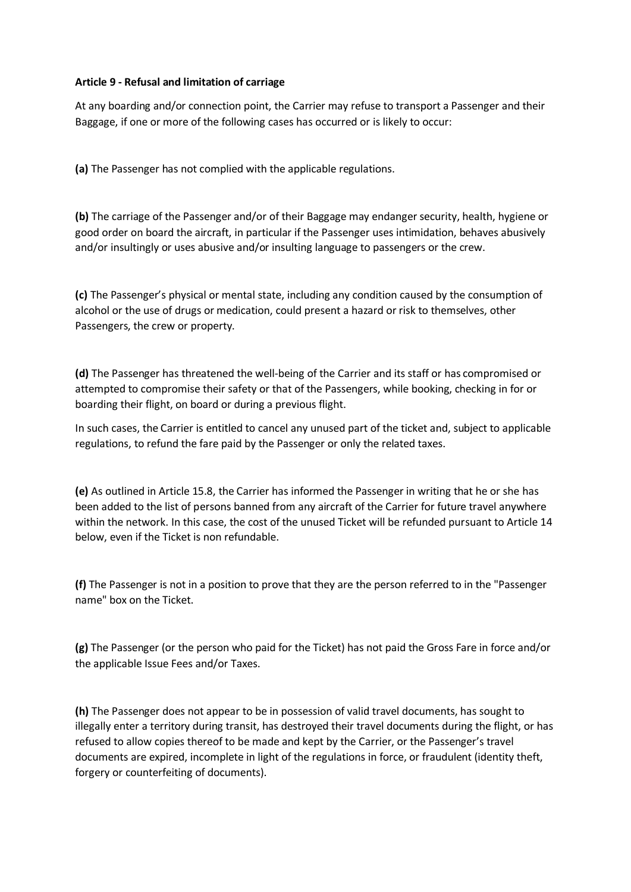**Article 9 - Refusal and limitation of carriage**

At any boarding and/or connection point, the Carrier may refuse to transport a Passenger and their Baggage, if one or more of the following cases has occurred or is likely to occur:

**(a)** The Passenger has not complied with the applicable regulations.

**(b)** The carriage of the Passenger and/or of their Baggage may endanger security, health, hygiene or good order on board the aircraft, in particular if the Passenger uses intimidation, behaves abusively and/or insultingly or uses abusive and/or insulting language to passengers or the crew.

**(c)** The Passenger's physical or mental state, including any condition caused by the consumption of alcohol or the use of drugs or medication, could present a hazard or risk to themselves, other Passengers, the crew or property.

**(d)** The Passenger has threatened the well-being of the Carrier and its staff or has compromised or attempted to compromise their safety or that of the Passengers, while booking, checking in for or boarding their flight, on board or during a previous flight.

In such cases, the Carrier is entitled to cancel any unused part of the ticket and, subject to applicable regulations, to refund the fare paid by the Passenger or only the related taxes.

**(e)** As outlined in Article 15.8, the Carrier has informed the Passenger in writing that he or she has been added to the list of persons banned from any aircraft of the Carrier for future travel anywhere within the network. In this case, the cost of the unused Ticket will be refunded pursuant to Article 14 below, even if the Ticket is non refundable.

**(f)** The Passenger is not in a position to prove that they are the person referred to in the "Passenger name" box on the Ticket.

**(g)** The Passenger (or the person who paid for the Ticket) has not paid the Gross Fare in force and/or the applicable Issue Fees and/or Taxes.

**(h)** The Passenger does not appear to be in possession of valid travel documents, has sought to illegally enter a territory during transit, has destroyed their travel documents during the flight, or has refused to allow copies thereof to be made and kept by the Carrier, or the Passenger's travel documents are expired, incomplete in light of the regulations in force, or fraudulent (identity theft, forgery or counterfeiting of documents).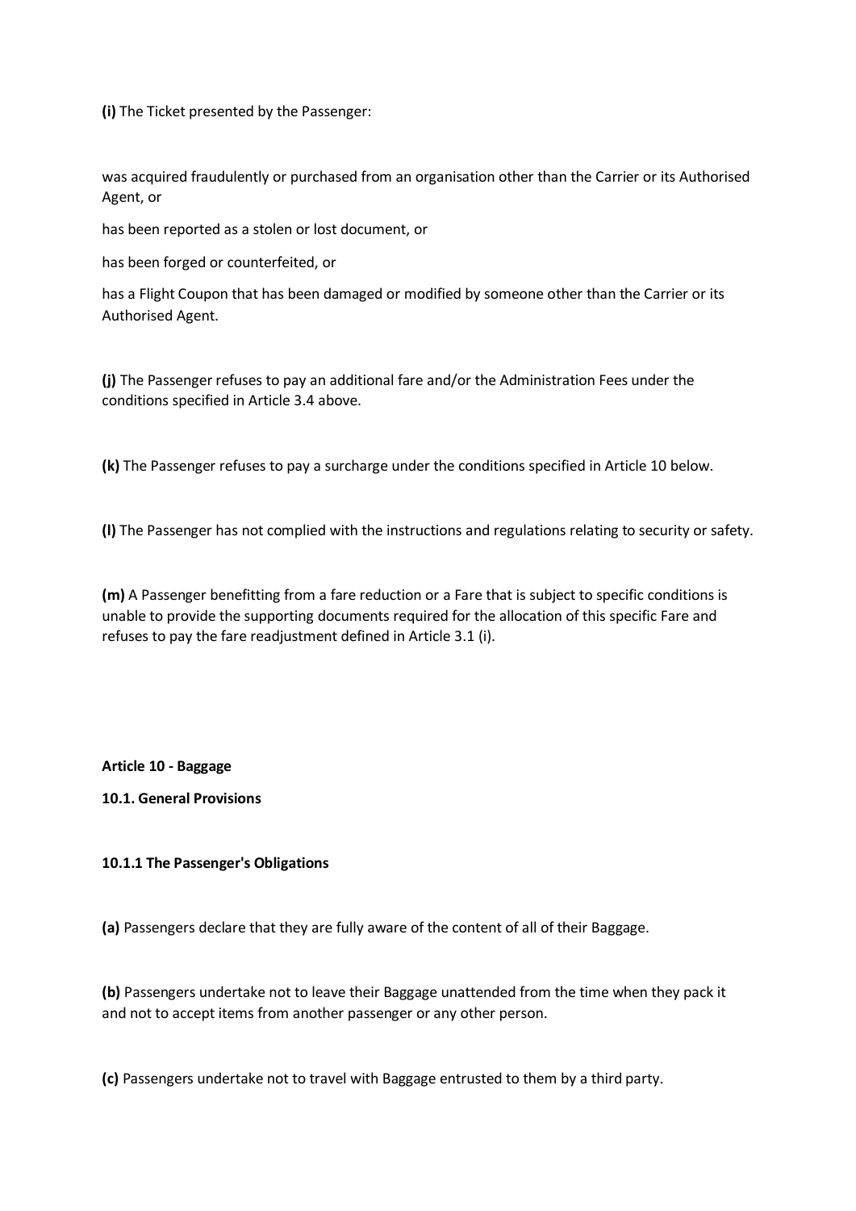**(i)** The Ticket presented by the Passenger:

was acquired fraudulently or purchased from an organisation other than the Carrier or its Authorised Agent, or

has been reported as a stolen or lost document, or

has been forged or counterfeited, or

has a Flight Coupon that has been damaged or modified by someone other than the Carrier or its Authorised Agent.

**(j)** The Passenger refuses to pay an additional fare and/or the Administration Fees under the conditions specified in Article 3.4 above.

**(k)** The Passenger refuses to pay a surcharge under the conditions specified in Article 10 below.

**(l)** The Passenger has not complied with the instructions and regulations relating to security or safety.

**(m)** A Passenger benefitting from a fare reduction or a Fare that is subject to specific conditions is unable to provide the supporting documents required for the allocation of this specific Fare and refuses to pay the fare readjustment defined in Article 3.1 (i).

**Article 10 - Baggage**

**10.1. General Provisions**

**10.1.1 The Passenger's Obligations**

**(a)** Passengers declare that they are fully aware of the content of all of their Baggage.

**(b)** Passengers undertake not to leave their Baggage unattended from the time when they pack it and not to accept items from another passenger or any other person.

**(c)** Passengers undertake not to travel with Baggage entrusted to them by a third party.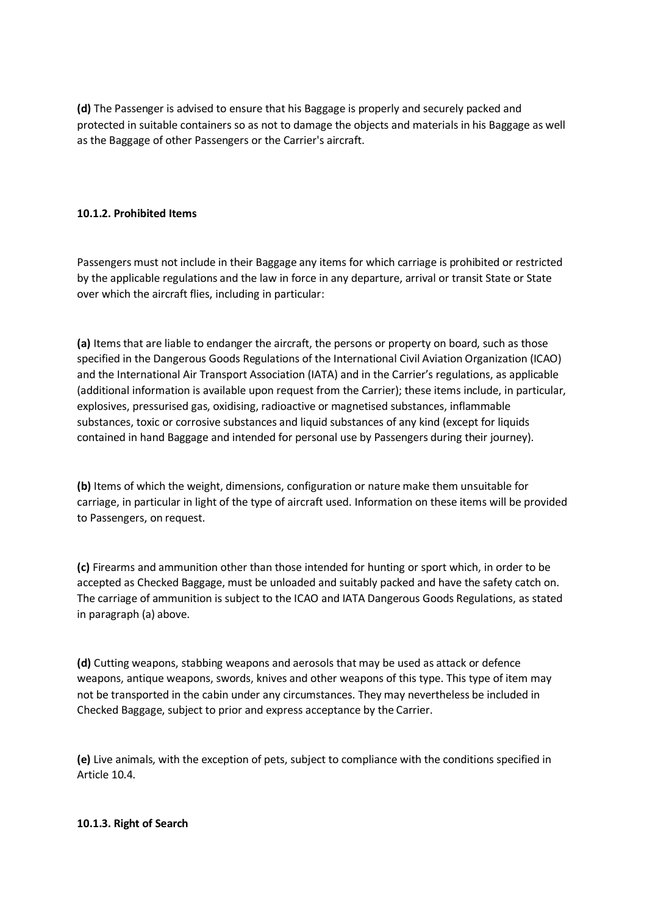**(d)** The Passenger is advised to ensure that his Baggage is properly and securely packed and protected in suitable containers so as not to damage the objects and materials in his Baggage as well as the Baggage of other Passengers or the Carrier's aircraft.

#### 10.1.2. Prohibited Items

Passengers must not include in their Baggage any items for which carriage is prohibited or restricted by the applicable regulations and the law in force in any departure, arrival or transit State or State over which the aircraft flies, including in particular:

**(a)** Items that are liable to endanger the aircraft, the persons or property on board, such as those specified in the Dangerous Goods Regulations of the International Civil Aviation Organization (ICAO) and the International Air Transport Association (IATA) and in the Carrier's regulations, as applicable (additional information is available upon request from the Carrier); these items include, in particular, explosives, pressurised gas, oxidising, radioactive or magnetised substances, inflammable substances, toxic or corrosive substances and liquid substances of any kind (except for liquids contained in hand Baggage and intended for personal use by Passengers during their journey).

**(b)** Items of which the weight, dimensions, configuration or nature make them unsuitable for carriage, in particular in light of the type of aircraft used. Information on these items will be provided to Passengers, on request.

**(c)** Firearms and ammunition other than those intended for hunting or sport which, in order to be accepted as Checked Baggage, must be unloaded and suitably packed and have the safety catch on. The carriage of ammunition is subject to the ICAO and IATA Dangerous Goods Regulations, as stated in paragraph (a) above.

**(d)** Cutting weapons, stabbing weapons and aerosols that may be used as attack or defence weapons, antique weapons, swords, knives and other weapons of this type. This type of item may not be transported in the cabin under any circumstances. They may nevertheless be included in Checked Baggage, subject to prior and express acceptance by the Carrier.

**(e)** Live animals, with the exception of pets, subject to compliance with the conditions specified in Article 10.4.

#### 10.1.3. Right of Search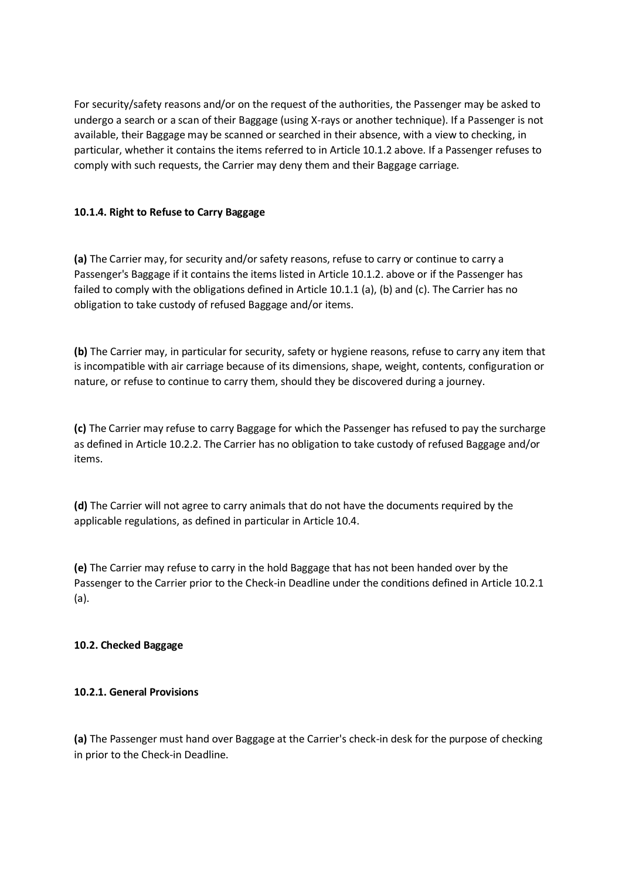For security/safety reasons and/or on the request of the authorities, the Passenger may be asked to undergo a search or a scan of their Baggage (using X-rays or another technique). If a Passenger is not available, their Baggage may be scanned or searched in their absence, with a view to checking, in particular, whether it contains the items referred to in Article 10.1.2 above. If a Passenger refuses to comply with such requests, the Carrier may deny them and their Baggage carriage.

**10.1.4. Right to Refuse to Carry Baggage**

**(a)** The Carrier may, for security and/or safety reasons, refuse to carry or continue to carry a Passenger's Baggage if it contains the items listed in Article 10.1.2. above or if the Passenger has failed to comply with the obligations defined in Article 10.1.1 (a), (b) and (c). The Carrier has no obligation to take custody of refused Baggage and/or items.

**(b)** The Carrier may, in particular for security, safety or hygiene reasons, refuse to carry any item that is incompatible with air carriage because of its dimensions, shape, weight, contents, configuration or nature, or refuse to continue to carry them, should they be discovered during a journey.

**(c)** The Carrier may refuse to carry Baggage for which the Passenger has refused to pay the surcharge as defined in Article 10.2.2. The Carrier has no obligation to take custody of refused Baggage and/or items.

**(d)** The Carrier will not agree to carry animals that do not have the documents required by the applicable regulations, as defined in particular in Article 10.4.

**(e)** The Carrier may refuse to carry in the hold Baggage that has not been handed over by the Passenger to the Carrier prior to the Check-in Deadline under the conditions defined in Article 10.2.1 (a).

**10.2. Checked Baggage**

**10.2.1. General Provisions**

**(a)** The Passenger must hand over Baggage at the Carrier's check-in desk for the purpose of checking in prior to the Check-in Deadline.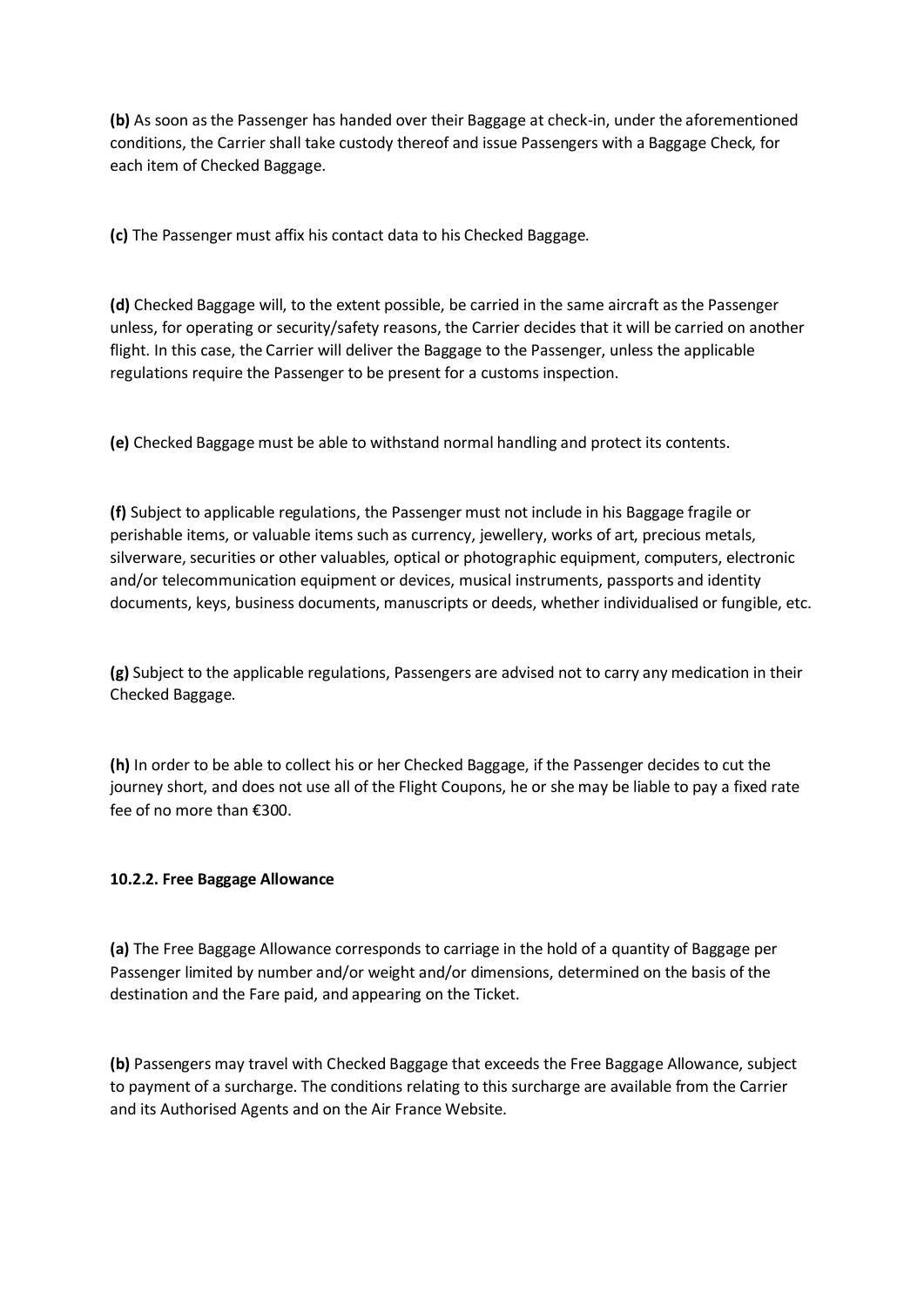**(b)** As soon as the Passenger has handed over their Baggage at check-in, under the aforementioned conditions, the Carrier shall take custody thereof and issue Passengers with a Baggage Check, for each item of Checked Baggage.

**(c)** The Passenger must affix his contact data to his Checked Baggage.

**(d)** Checked Baggage will, to the extent possible, be carried in the same aircraft as the Passenger unless, for operating or security/safety reasons, the Carrier decides that it will be carried on another flight. In this case, the Carrier will deliver the Baggage to the Passenger, unless the applicable regulations require the Passenger to be present for a customs inspection.

**(e)** Checked Baggage must be able to withstand normal handling and protect its contents.

**(f)** Subject to applicable regulations, the Passenger must not include in his Baggage fragile or perishable items, or valuable items such as currency, jewellery, works of art, precious metals, silverware, securities or other valuables, optical or photographic equipment, computers, electronic and/or telecommunication equipment or devices, musical instruments, passports and identity documents, keys, business documents, manuscripts or deeds, whether individualised or fungible, etc.

**(g)** Subject to the applicable regulations, Passengers are advised not to carry any medication in their Checked Baggage.

**(h)** In order to be able to collect his or her Checked Baggage, if the Passenger decides to cut the journey short, and does not use all of the Flight Coupons, he or she may be liable to pay a fixed rate fee of no more than €300.

**10.2.2. Free Baggage Allowance**

**(a)** The Free Baggage Allowance corresponds to carriage in the hold of a quantity of Baggage per Passenger limited by number and/or weight and/or dimensions, determined on the basis of the destination and the Fare paid, and appearing on the Ticket.

**(b)** Passengers may travel with Checked Baggage that exceeds the Free Baggage Allowance, subject to payment of a surcharge. The conditions relating to this surcharge are available from the Carrier and its Authorised Agents and on the Air France Website.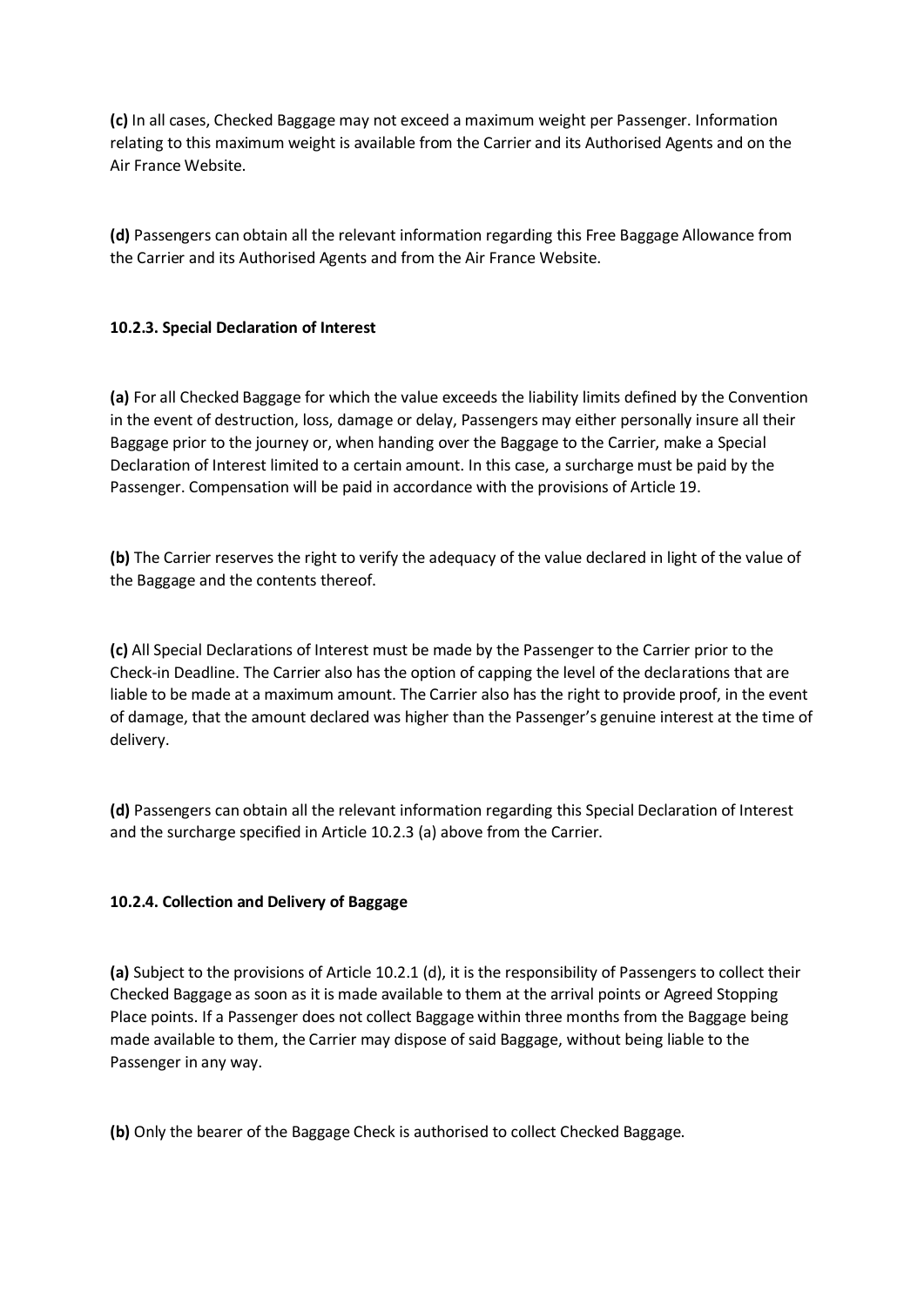**(c)** In all cases, Checked Baggage may not exceed a maximum weight per Passenger. Information relating to this maximum weight is available from the Carrier and its Authorised Agents and on the Air France Website.

**(d)** Passengers can obtain all the relevant information regarding this Free Baggage Allowance from the Carrier and its Authorised Agents and from the Air France Website.

#### 10.2.3. Special Declaration of Interest

**(a)** For all Checked Baggage for which the value exceeds the liability limits defined by the Convention in the event of destruction, loss, damage or delay, Passengers may either personally insure all their Baggage prior to the journey or, when handing over the Baggage to the Carrier, make a Special Declaration of Interest limited to a certain amount. In this case, a surcharge must be paid by the Passenger. Compensation will be paid in accordance with the provisions of Article 19.

**(b)** The Carrier reserves the right to verify the adequacy of the value declared in light of the value of the Baggage and the contents thereof.

**(c)** All Special Declarations of Interest must be made by the Passenger to the Carrier prior to the Check-in Deadline. The Carrier also has the option of capping the level of the declarations that are liable to be made at a maximum amount. The Carrier also has the right to provide proof, in the event of damage, that the amount declared was higher than the Passenger's genuine interest at the time of delivery.

**(d)** Passengers can obtain all the relevant information regarding this Special Declaration of Interest and the surcharge specified in Article 10.2.3 (a) above from the Carrier.

#### 10.2.4. Collection and Delivery of Baggage

**(a)** Subject to the provisions of Article 10.2.1 (d), it is the responsibility of Passengers to collect their Checked Baggage as soon as it is made available to them at the arrival points or Agreed Stopping Place points. If a Passenger does not collect Baggage within three months from the Baggage being made available to them, the Carrier may dispose of said Baggage, without being liable to the Passenger in any way.

**(b)** Only the bearer of the Baggage Check is authorised to collect Checked Baggage.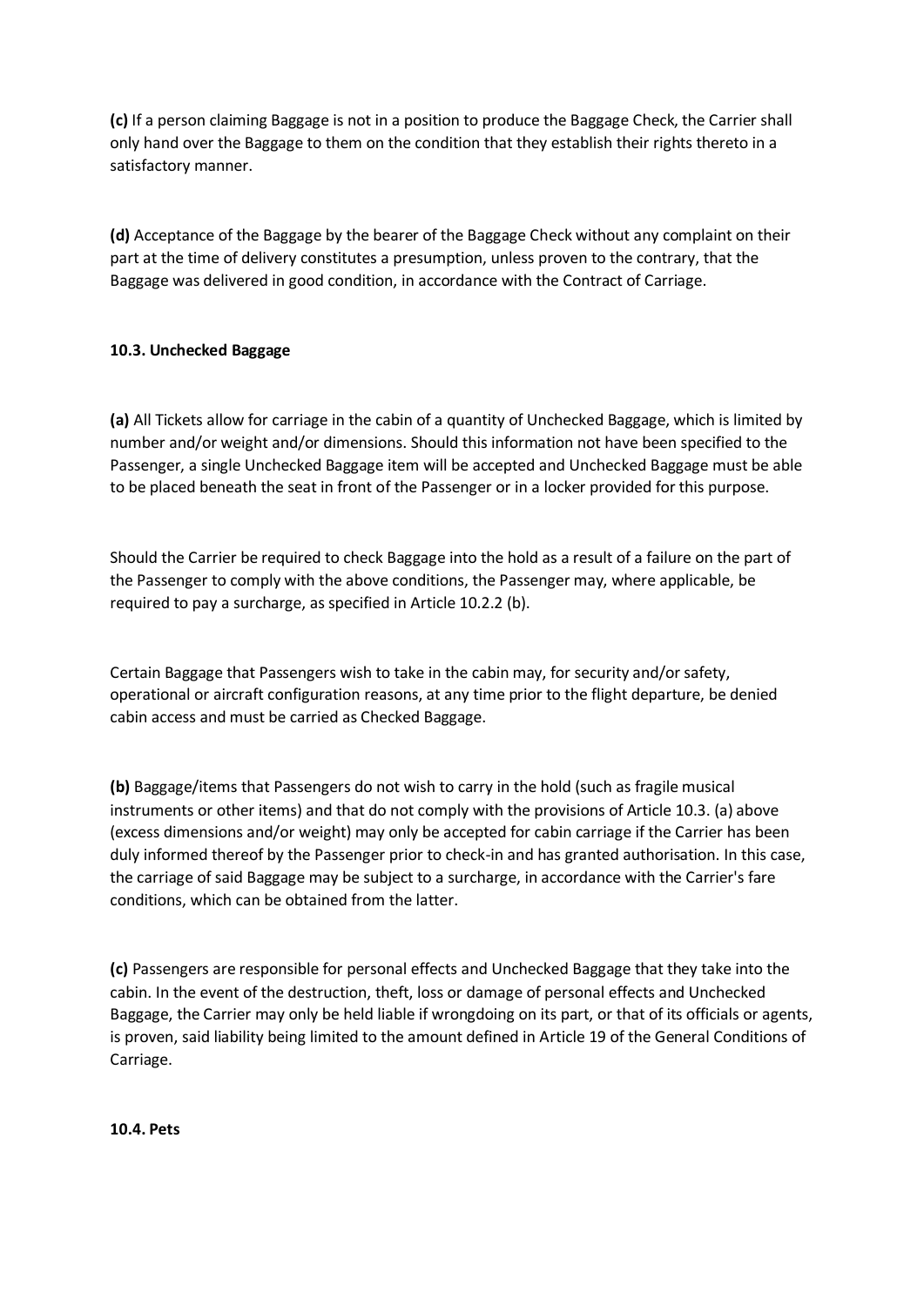**(c)** If a person claiming Baggage is not in a position to produce the Baggage Check, the Carrier shall only hand over the Baggage to them on the condition that they establish their rights thereto in a satisfactory manner.

**(d)** Acceptance of the Baggage by the bearer of the Baggage Check without any complaint on their part at the time of delivery constitutes a presumption, unless proven to the contrary, that the Baggage was delivered in good condition, in accordance with the Contract of Carriage.

**10.3. Unchecked Baggage**

**(a)** All Tickets allow for carriage in the cabin of a quantity of Unchecked Baggage, which is limited by number and/or weight and/or dimensions. Should this information not have been specified to the Passenger, a single Unchecked Baggage item will be accepted and Unchecked Baggage must be able to be placed beneath the seat in front of the Passenger or in a locker provided for this purpose.

Should the Carrier be required to check Baggage into the hold as a result of a failure on the part of the Passenger to comply with the above conditions, the Passenger may, where applicable, be required to pay a surcharge, as specified in Article 10.2.2 (b).

Certain Baggage that Passengers wish to take in the cabin may, for security and/or safety, operational or aircraft configuration reasons, at any time prior to the flight departure, be denied cabin access and must be carried as Checked Baggage.

**(b)** Baggage/items that Passengers do not wish to carry in the hold (such as fragile musical instruments or other items) and that do not comply with the provisions of Article 10.3. (a) above (excess dimensions and/or weight) may only be accepted for cabin carriage if the Carrier has been duly informed thereof by the Passenger prior to check-in and has granted authorisation. In this case, the carriage of said Baggage may be subject to a surcharge, in accordance with the Carrier's fare conditions, which can be obtained from the latter.

**(c)** Passengers are responsible for personal effects and Unchecked Baggage that they take into the cabin. In the event of the destruction, theft, loss or damage of personal effects and Unchecked Baggage, the Carrier may only be held liable if wrongdoing on its part, or that of its officials or agents, is proven, said liability being limited to the amount defined in Article 19 of the General Conditions of Carriage.

**10.4. Pets**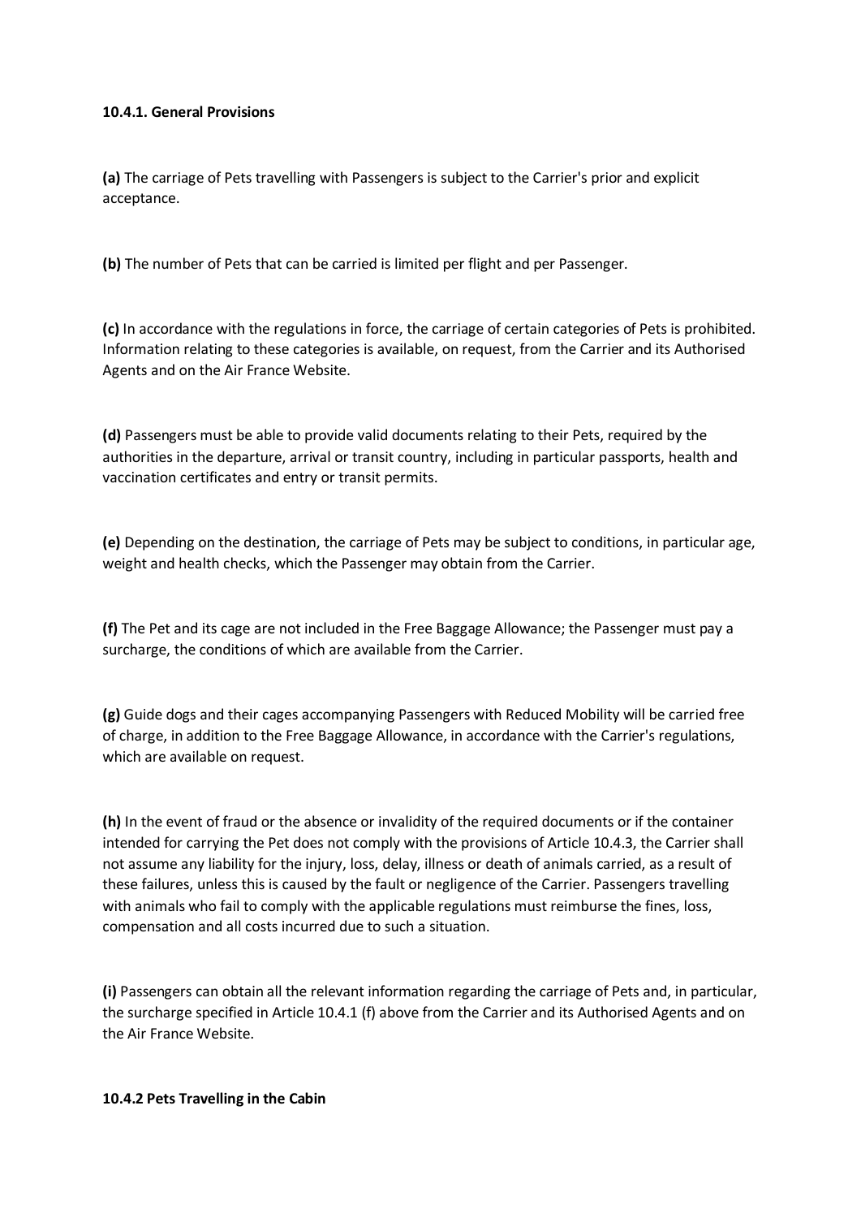**10.4.1. General Provisions**

**(a)** The carriage of Pets travelling with Passengers is subject to the Carrier's prior and explicit acceptance.

**(b)** The number of Pets that can be carried is limited per flight and per Passenger.

**(c)** In accordance with the regulations in force, the carriage of certain categories of Pets is prohibited. Information relating to these categories is available, on request, from the Carrier and its Authorised Agents and on the Air France Website.

**(d)** Passengers must be able to provide valid documents relating to their Pets, required by the authorities in the departure, arrival or transit country, including in particular passports, health and vaccination certificates and entry or transit permits.

**(e)** Depending on the destination, the carriage of Pets may be subject to conditions, in particular age, weight and health checks, which the Passenger may obtain from the Carrier.

**(f)** The Pet and its cage are not included in the Free Baggage Allowance; the Passenger must pay a surcharge, the conditions of which are available from the Carrier.

**(g)** Guide dogs and their cages accompanying Passengers with Reduced Mobility will be carried free of charge, in addition to the Free Baggage Allowance, in accordance with the Carrier's regulations, which are available on request.

**(h)** In the event of fraud or the absence or invalidity of the required documents or if the container intended for carrying the Pet does not comply with the provisions of Article 10.4.3, the Carrier shall not assume any liability for the injury, loss, delay, illness or death of animals carried, as a result of these failures, unless this is caused by the fault or negligence of the Carrier. Passengers travelling with animals who fail to comply with the applicable regulations must reimburse the fines, loss, compensation and all costs incurred due to such a situation.

**(i)** Passengers can obtain all the relevant information regarding the carriage of Pets and, in particular, the surcharge specified in Article 10.4.1 (f) above from the Carrier and its Authorised Agents and on the Air France Website.

**10.4.2 Pets Travelling in the Cabin**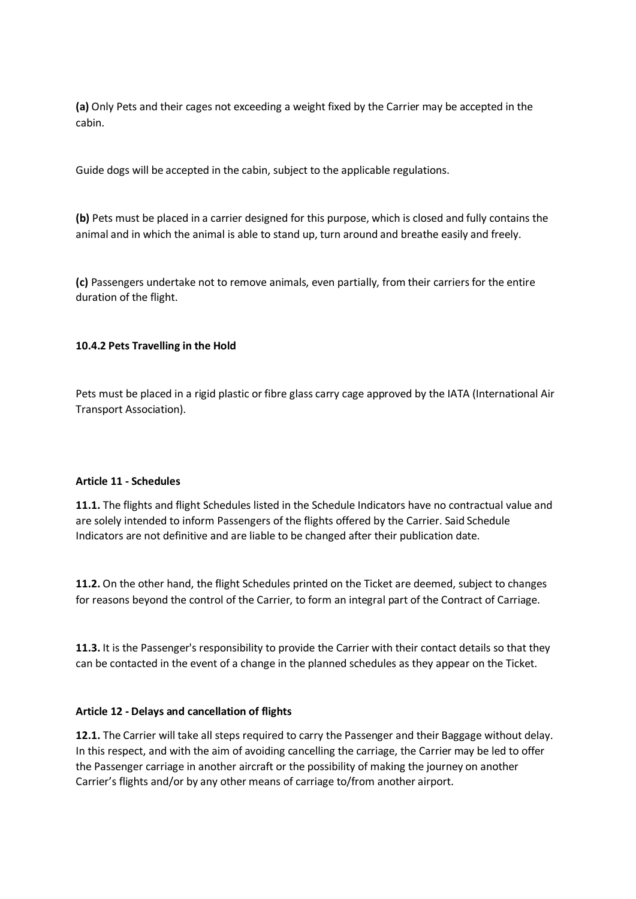**(a)** Only Pets and their cages not exceeding a weight fixed by the Carrier may be accepted in the cabin.

Guide dogs will be accepted in the cabin, subject to the applicable regulations.

**(b)** Pets must be placed in a carrier designed for this purpose, which is closed and fully contains the animal and in which the animal is able to stand up, turn around and breathe easily and freely.

**(c)** Passengers undertake not to remove animals, even partially, from their carriers for the entire duration of the flight.

#### 10.4.2 Pets Travelling in the Hold

Pets must be placed in a rigid plastic or fibre glass carry cage approved by the IATA (International Air Transport Association).

### Article 11 - Schedules

**11.1.** The flights and flight Schedules listed in the Schedule Indicators have no contractual value and are solely intended to inform Passengers of the flights offered by the Carrier. Said Schedule Indicators are not definitive and are liable to be changed after their publication date.

**11.2.** On the other hand, the flight Schedules printed on the Ticket are deemed, subject to changes for reasons beyond the control of the Carrier, to form an integral part of the Contract of Carriage.

**11.3.** It is the Passenger's responsibility to provide the Carrier with their contact details so that they can be contacted in the event of a change in the planned schedules as they appear on the Ticket.

### Article 12 - Delays and cancellation of flights

**12.1.** The Carrier will take all steps required to carry the Passenger and their Baggage without delay. In this respect, and with the aim of avoiding cancelling the carriage, the Carrier may be led to offer the Passenger carriage in another aircraft or the possibility of making the journey on another Carrier's flights and/or by any other means of carriage to/from another airport.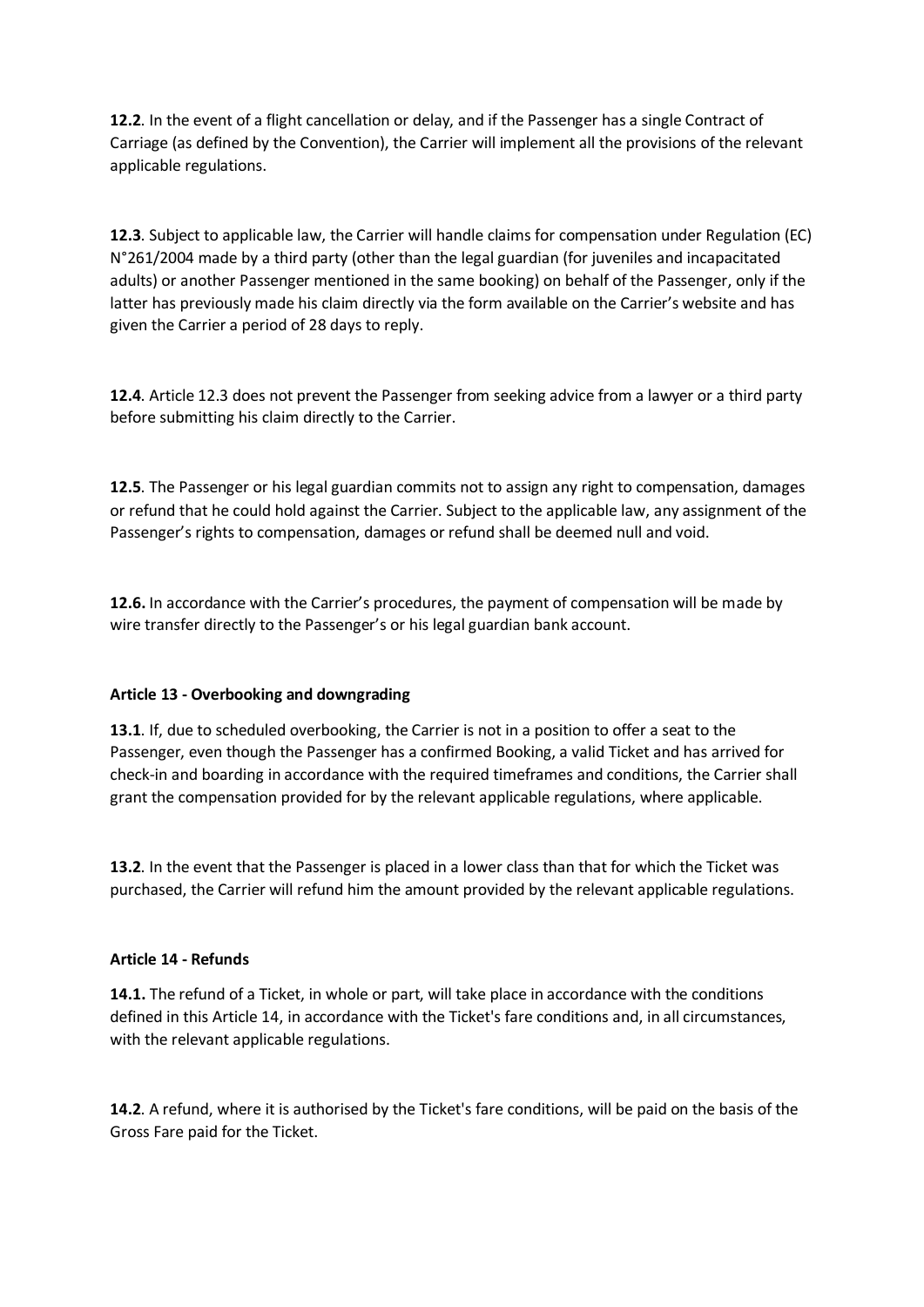**12.2**. In the event of a flight cancellation or delay, and if the Passenger has a single Contract of Carriage (as defined by the Convention), the Carrier will implement all the provisions of the relevant applicable regulations.

**12.3**. Subject to applicable law, the Carrier will handle claims for compensation under Regulation (EC) N°261/2004 made by a third party (other than the legal guardian (for juveniles and incapacitated adults) or another Passenger mentioned in the same booking) on behalf of the Passenger, only if the latter has previously made his claim directly via the form available on the Carrier's website and has given the Carrier a period of 28 days to reply.

**12.4**. Article 12.3 does not prevent the Passenger from seeking advice from a lawyer or a third party before submitting his claim directly to the Carrier.

**12.5**. The Passenger or his legal guardian commits not to assign any right to compensation, damages or refund that he could hold against the Carrier. Subject to the applicable law, any assignment of the Passenger's rights to compensation, damages or refund shall be deemed null and void.

**12.6.** In accordance with the Carrier's procedures, the payment of compensation will be made by wire transfer directly to the Passenger's or his legal guardian bank account.

#### Article 13 - Overbooking and downgrading

**13.1**. If, due to scheduled overbooking, the Carrier is not in a position to offer a seat to the Passenger, even though the Passenger has a confirmed Booking, a valid Ticket and has arrived for check-in and boarding in accordance with the required timeframes and conditions, the Carrier shall grant the compensation provided for by the relevant applicable regulations, where applicable.

**13.2**. In the event that the Passenger is placed in a lower class than that for which the Ticket was purchased, the Carrier will refund him the amount provided by the relevant applicable regulations.

#### Article 14 - Refunds

**14.1.** The refund of a Ticket, in whole or part, will take place in accordance with the conditions defined in this Article 14, in accordance with the Ticket's fare conditions and, in all circumstances, with the relevant applicable regulations.

**14.2**. A refund, where it is authorised by the Ticket's fare conditions, will be paid on the basis of the Gross Fare paid for the Ticket.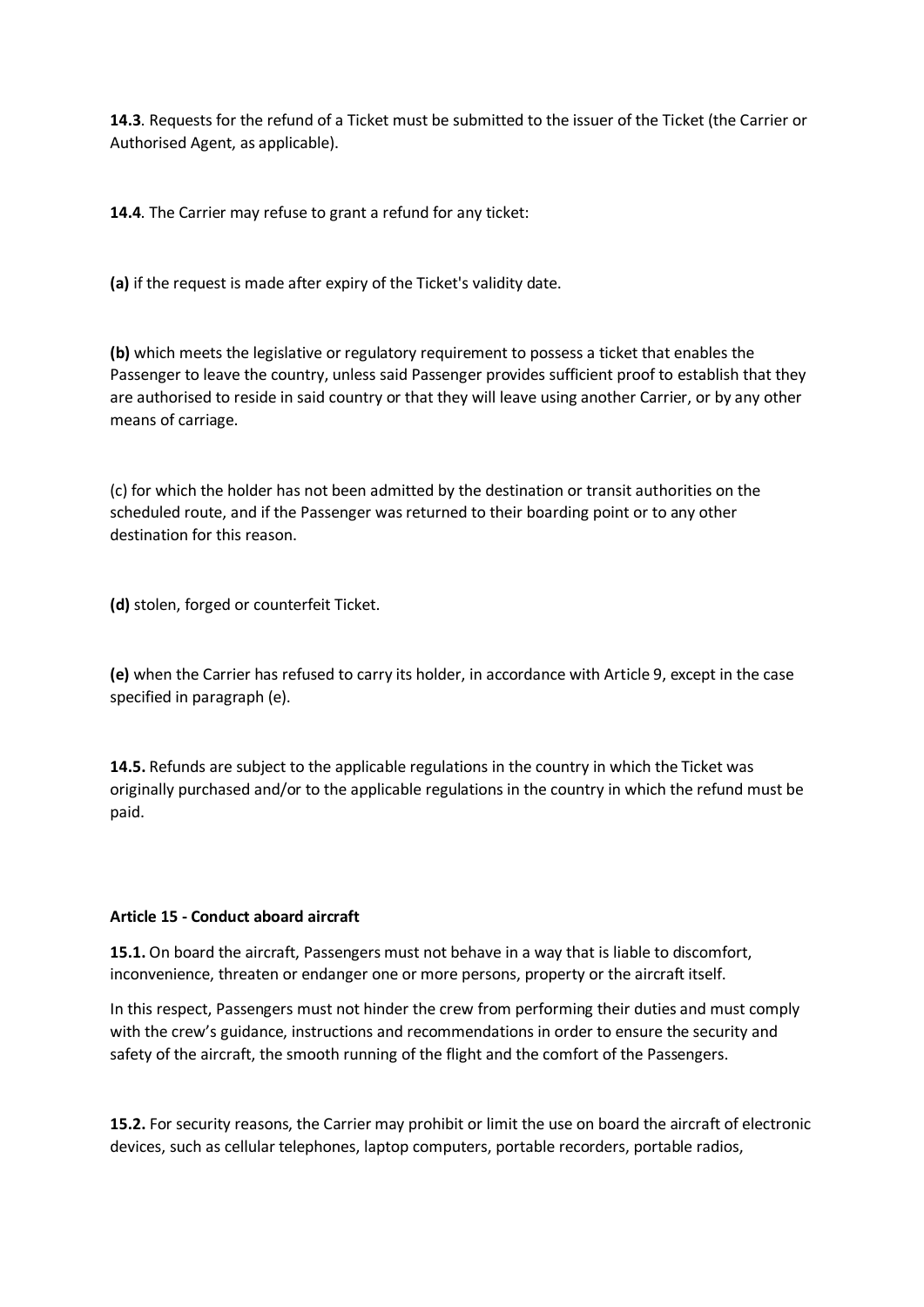**14.3**. Requests for the refund of a Ticket must be submitted to the issuer of the Ticket (the Carrier or Authorised Agent, as applicable).

**14.4**. The Carrier may refuse to grant a refund for any ticket:

**(a)** if the request is made after expiry of the Ticket's validity date.

**(b)** which meets the legislative or regulatory requirement to possess a ticket that enables the Passenger to leave the country, unless said Passenger provides sufficient proof to establish that they are authorised to reside in said country or that they will leave using another Carrier, or by any other means of carriage.

(c) for which the holder has not been admitted by the destination or transit authorities on the scheduled route, and if the Passenger was returned to their boarding point or to any other destination for this reason.

**(d)** stolen, forged or counterfeit Ticket.

**(e)** when the Carrier has refused to carry its holder, in accordance with Article 9, except in the case specified in paragraph (e).

**14.5.** Refunds are subject to the applicable regulations in the country in which the Ticket was originally purchased and/or to the applicable regulations in the country in which the refund must be paid.

#### Article 15 - Conduct aboard aircraft

**15.1.** On board the aircraft, Passengers must not behave in a way that is liable to discomfort, inconvenience, threaten or endanger one or more persons, property or the aircraft itself.

In this respect, Passengers must not hinder the crew from performing their duties and must comply with the crew's guidance, instructions and recommendations in order to ensure the security and safety of the aircraft, the smooth running of the flight and the comfort of the Passengers.

**15.2.** For security reasons, the Carrier may prohibit or limit the use on board the aircraft of electronic devices, such as cellular telephones, laptop computers, portable recorders, portable radios,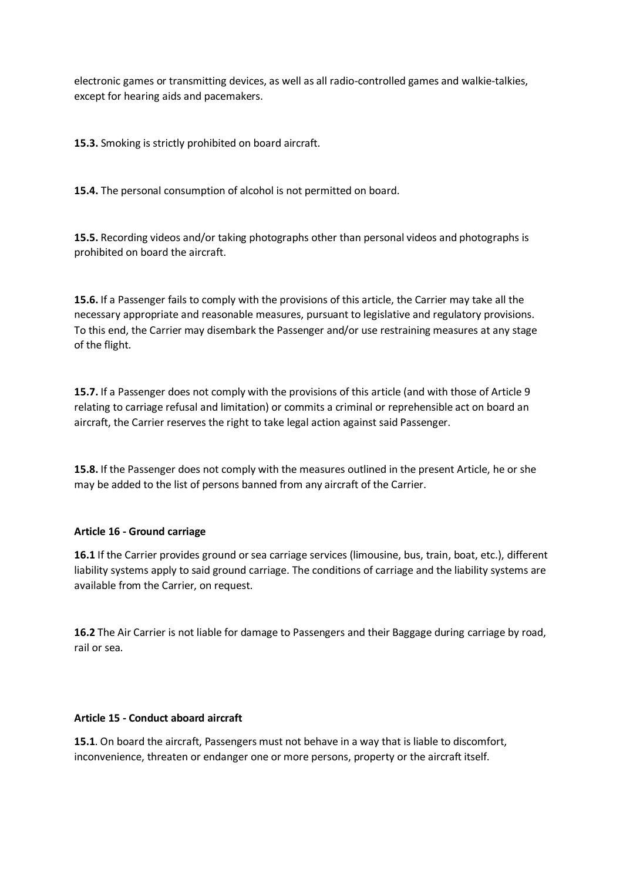electronic games or transmitting devices, as well as all radio-controlled games and walkie-talkies, except for hearing aids and pacemakers.

**15.3.** Smoking is strictly prohibited on board aircraft.

**15.4.** The personal consumption of alcohol is not permitted on board.

**15.5.** Recording videos and/or taking photographs other than personal videos and photographs is prohibited on board the aircraft.

**15.6.** If a Passenger fails to comply with the provisions of this article, the Carrier may take all the necessary appropriate and reasonable measures, pursuant to legislative and regulatory provisions. To this end, the Carrier may disembark the Passenger and/or use restraining measures at any stage of the flight.

**15.7.** If a Passenger does not comply with the provisions of this article (and with those of Article 9 relating to carriage refusal and limitation) or commits a criminal or reprehensible act on board an aircraft, the Carrier reserves the right to take legal action against said Passenger.

**15.8.** If the Passenger does not comply with the measures outlined in the present Article, he or she may be added to the list of persons banned from any aircraft of the Carrier.

#### Article 16 - Ground carriage

**16.1** If the Carrier provides ground or sea carriage services (limousine, bus, train, boat, etc.), different liability systems apply to said ground carriage. The conditions of carriage and the liability systems are available from the Carrier, on request.

**16.2** The Air Carrier is not liable for damage to Passengers and their Baggage during carriage by road, rail or sea.

#### Article 15 - Conduct aboard aircraft

**15.1**. On board the aircraft, Passengers must not behave in a way that is liable to discomfort, inconvenience, threaten or endanger one or more persons, property or the aircraft itself.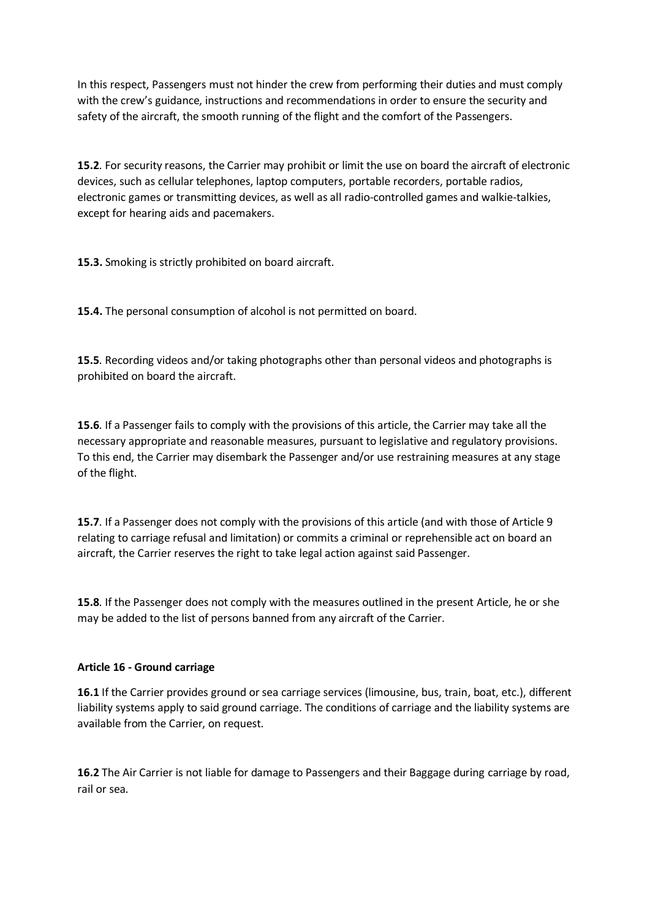In this respect, Passengers must not hinder the crew from performing their duties and must comply with the crew's guidance, instructions and recommendations in order to ensure the security and safety of the aircraft, the smooth running of the flight and the comfort of the Passengers.

**15.2**. For security reasons, the Carrier may prohibit or limit the use on board the aircraft of electronic devices, such as cellular telephones, laptop computers, portable recorders, portable radios, electronic games or transmitting devices, as well as all radio-controlled games and walkie-talkies, except for hearing aids and pacemakers.

**15.3.** Smoking is strictly prohibited on board aircraft.

**15.4.** The personal consumption of alcohol is not permitted on board.

**15.5**. Recording videos and/or taking photographs other than personal videos and photographs is prohibited on board the aircraft.

**15.6**. If a Passenger fails to comply with the provisions of this article, the Carrier may take all the necessary appropriate and reasonable measures, pursuant to legislative and regulatory provisions. To this end, the Carrier may disembark the Passenger and/or use restraining measures at any stage of the flight.

**15.7**. If a Passenger does not comply with the provisions of this article (and with those of Article 9 relating to carriage refusal and limitation) or commits a criminal or reprehensible act on board an aircraft, the Carrier reserves the right to take legal action against said Passenger.

**15.8**. If the Passenger does not comply with the measures outlined in the present Article, he or she may be added to the list of persons banned from any aircraft of the Carrier.

**Article 16 - Ground carriage**

**16.1** If the Carrier provides ground or sea carriage services (limousine, bus, train, boat, etc.), different liability systems apply to said ground carriage. The conditions of carriage and the liability systems are available from the Carrier, on request.

**16.2** The Air Carrier is not liable for damage to Passengers and their Baggage during carriage by road, rail or sea.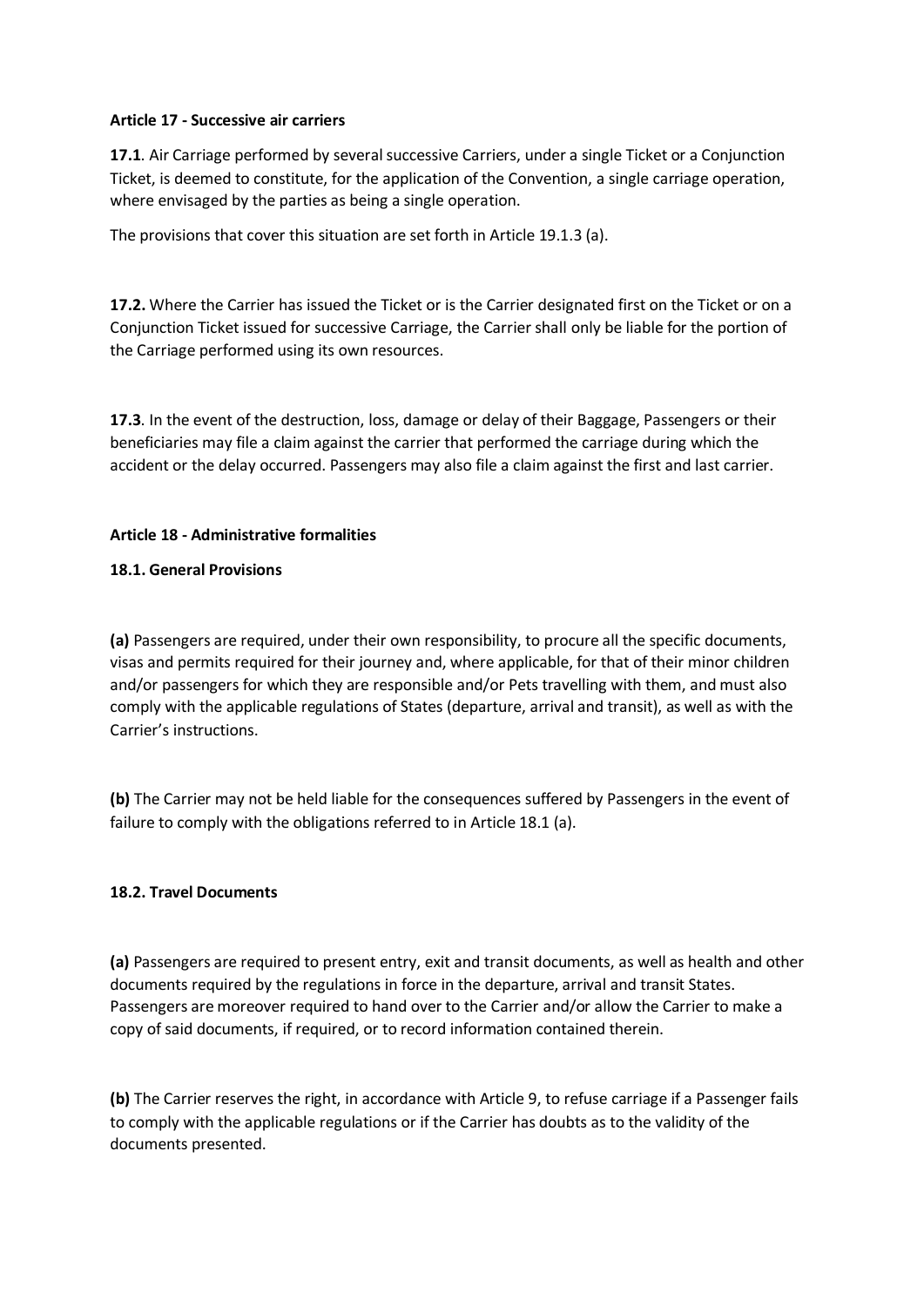**Article 17 - Successive air carriers**

**17.1**. Air Carriage performed by several successive Carriers, under a single Ticket or a Conjunction Ticket, is deemed to constitute, for the application of the Convention, a single carriage operation, where envisaged by the parties as being a single operation.

The provisions that cover this situation are set forth in Article 19.1.3 (a).

**17.2.** Where the Carrier has issued the Ticket or is the Carrier designated first on the Ticket or on a Conjunction Ticket issued for successive Carriage, the Carrier shall only be liable for the portion of the Carriage performed using its own resources.

**17.3**. In the event of the destruction, loss, damage or delay of their Baggage, Passengers or their beneficiaries may file a claim against the carrier that performed the carriage during which the accident or the delay occurred. Passengers may also file a claim against the first and last carrier.

**Article 18 - Administrative formalities**

**18.1. General Provisions**

**(a)** Passengers are required, under their own responsibility, to procure all the specific documents, visas and permits required for their journey and, where applicable, for that of their minor children and/or passengers for which they are responsible and/or Pets travelling with them, and must also comply with the applicable regulations of States (departure, arrival and transit), as well as with the Carrier's instructions.

**(b)** The Carrier may not be held liable for the consequences suffered by Passengers in the event of failure to comply with the obligations referred to in Article 18.1 (a).

**18.2. Travel Documents**

**(a)** Passengers are required to present entry, exit and transit documents, as well as health and other documents required by the regulations in force in the departure, arrival and transit States. Passengers are moreover required to hand over to the Carrier and/or allow the Carrier to make a copy of said documents, if required, or to record information contained therein.

**(b)** The Carrier reserves the right, in accordance with Article 9, to refuse carriage if a Passenger fails to comply with the applicable regulations or if the Carrier has doubts as to the validity of the documents presented.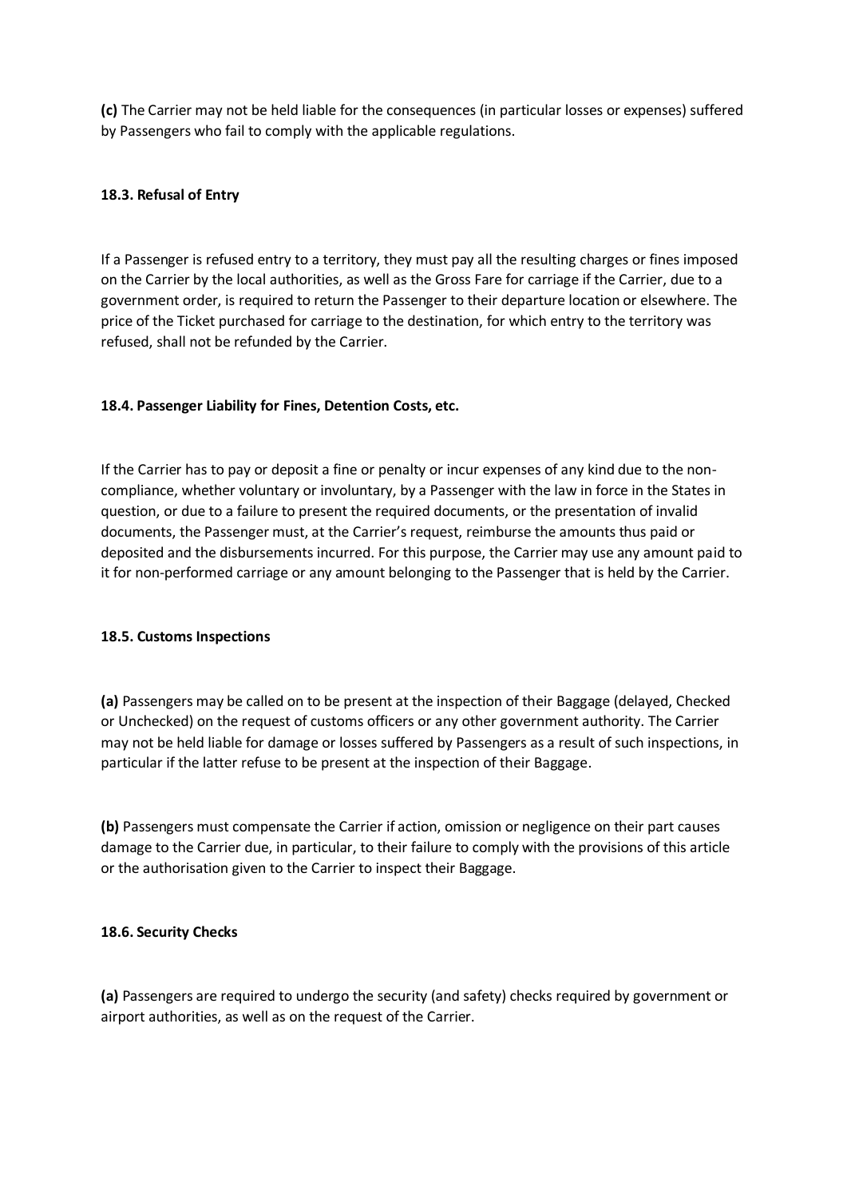**(c)** The Carrier may not be held liable for the consequences (in particular losses or expenses) suffered by Passengers who fail to comply with the applicable regulations.

**18.3. Refusal of Entry**

If a Passenger is refused entry to a territory, they must pay all the resulting charges or fines imposed on the Carrier by the local authorities, as well as the Gross Fare for carriage if the Carrier, due to a government order, is required to return the Passenger to their departure location or elsewhere. The price of the Ticket purchased for carriage to the destination, for which entry to the territory was refused, shall not be refunded by the Carrier.

**18.4. Passenger Liability for Fines, Detention Costs, etc.**

If the Carrier has to pay or deposit a fine or penalty or incur expenses of any kind due to the non-compliance, whether voluntary or involuntary, by a Passenger with the law in force in the States in question, or due to a failure to present the required documents, or the presentation of invalid documents, the Passenger must, at the Carrier's request, reimburse the amounts thus paid or deposited and the disbursements incurred. For this purpose, the Carrier may use any amount paid to it for non-performed carriage or any amount belonging to the Passenger that is held by the Carrier.

**18.5. Customs Inspections**

**(a)** Passengers may be called on to be present at the inspection of their Baggage (delayed, Checked or Unchecked) on the request of customs officers or any other government authority. The Carrier may not be held liable for damage or losses suffered by Passengers as a result of such inspections, in particular if the latter refuse to be present at the inspection of their Baggage.

**(b)** Passengers must compensate the Carrier if action, omission or negligence on their part causes damage to the Carrier due, in particular, to their failure to comply with the provisions of this article or the authorisation given to the Carrier to inspect their Baggage.

**18.6. Security Checks**

**(a)** Passengers are required to undergo the security (and safety) checks required by government or airport authorities, as well as on the request of the Carrier.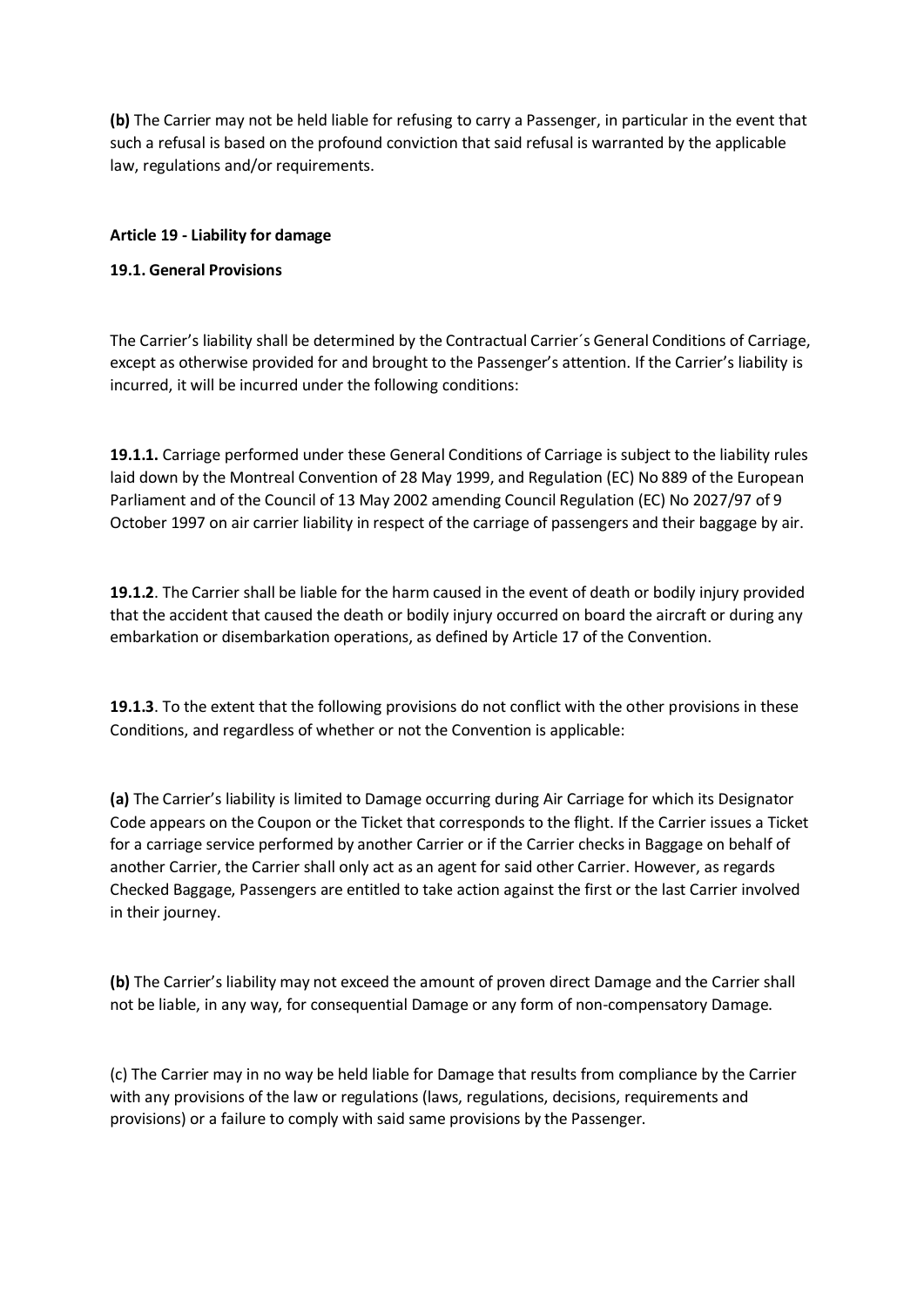**(b)** The Carrier may not be held liable for refusing to carry a Passenger, in particular in the event that such a refusal is based on the profound conviction that said refusal is warranted by the applicable law, regulations and/or requirements.

**Article 19 - Liability for damage**

**19.1. General Provisions**

The Carrier's liability shall be determined by the Contractual Carrier´s General Conditions of Carriage, except as otherwise provided for and brought to the Passenger's attention. If the Carrier's liability is incurred, it will be incurred under the following conditions:

**19.1.1.** Carriage performed under these General Conditions of Carriage is subject to the liability rules laid down by the Montreal Convention of 28 May 1999, and Regulation (EC) No 889 of the European Parliament and of the Council of 13 May 2002 amending Council Regulation (EC) No 2027/97 of 9 October 1997 on air carrier liability in respect of the carriage of passengers and their baggage by air.

**19.1.2**. The Carrier shall be liable for the harm caused in the event of death or bodily injury provided that the accident that caused the death or bodily injury occurred on board the aircraft or during any embarkation or disembarkation operations, as defined by Article 17 of the Convention.

**19.1.3**. To the extent that the following provisions do not conflict with the other provisions in these Conditions, and regardless of whether or not the Convention is applicable:

**(a)** The Carrier's liability is limited to Damage occurring during Air Carriage for which its Designator Code appears on the Coupon or the Ticket that corresponds to the flight. If the Carrier issues a Ticket for a carriage service performed by another Carrier or if the Carrier checks in Baggage on behalf of another Carrier, the Carrier shall only act as an agent for said other Carrier. However, as regards Checked Baggage, Passengers are entitled to take action against the first or the last Carrier involved in their journey.

**(b)** The Carrier's liability may not exceed the amount of proven direct Damage and the Carrier shall not be liable, in any way, for consequential Damage or any form of non-compensatory Damage.

(c) The Carrier may in no way be held liable for Damage that results from compliance by the Carrier with any provisions of the law or regulations (laws, regulations, decisions, requirements and provisions) or a failure to comply with said same provisions by the Passenger.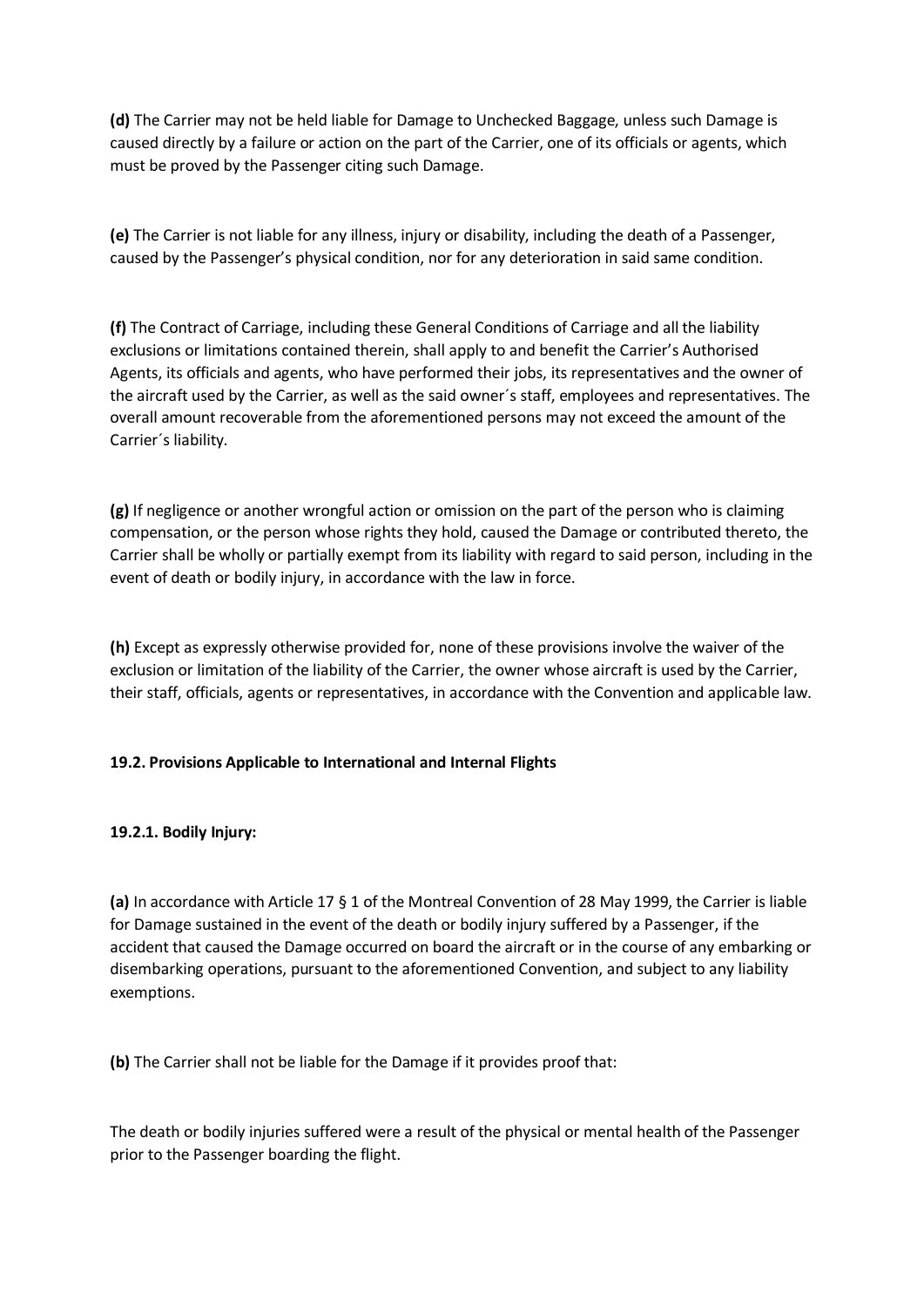**(d)** The Carrier may not be held liable for Damage to Unchecked Baggage, unless such Damage is caused directly by a failure or action on the part of the Carrier, one of its officials or agents, which must be proved by the Passenger citing such Damage.

**(e)** The Carrier is not liable for any illness, injury or disability, including the death of a Passenger, caused by the Passenger's physical condition, nor for any deterioration in said same condition.

**(f)** The Contract of Carriage, including these General Conditions of Carriage and all the liability exclusions or limitations contained therein, shall apply to and benefit the Carrier's Authorised Agents, its officials and agents, who have performed their jobs, its representatives and the owner of the aircraft used by the Carrier, as well as the said owner´s staff, employees and representatives. The overall amount recoverable from the aforementioned persons may not exceed the amount of the Carrier´s liability.

**(g)** If negligence or another wrongful action or omission on the part of the person who is claiming compensation, or the person whose rights they hold, caused the Damage or contributed thereto, the Carrier shall be wholly or partially exempt from its liability with regard to said person, including in the event of death or bodily injury, in accordance with the law in force.

**(h)** Except as expressly otherwise provided for, none of these provisions involve the waiver of the exclusion or limitation of the liability of the Carrier, the owner whose aircraft is used by the Carrier, their staff, officials, agents or representatives, in accordance with the Convention and applicable law.

**19.2. Provisions Applicable to International and Internal Flights**

**19.2.1. Bodily Injury:**

**(a)** In accordance with Article 17 § 1 of the Montreal Convention of 28 May 1999, the Carrier is liable for Damage sustained in the event of the death or bodily injury suffered by a Passenger, if the accident that caused the Damage occurred on board the aircraft or in the course of any embarking or disembarking operations, pursuant to the aforementioned Convention, and subject to any liability exemptions.

**(b)** The Carrier shall not be liable for the Damage if it provides proof that:

The death or bodily injuries suffered were a result of the physical or mental health of the Passenger prior to the Passenger boarding the flight.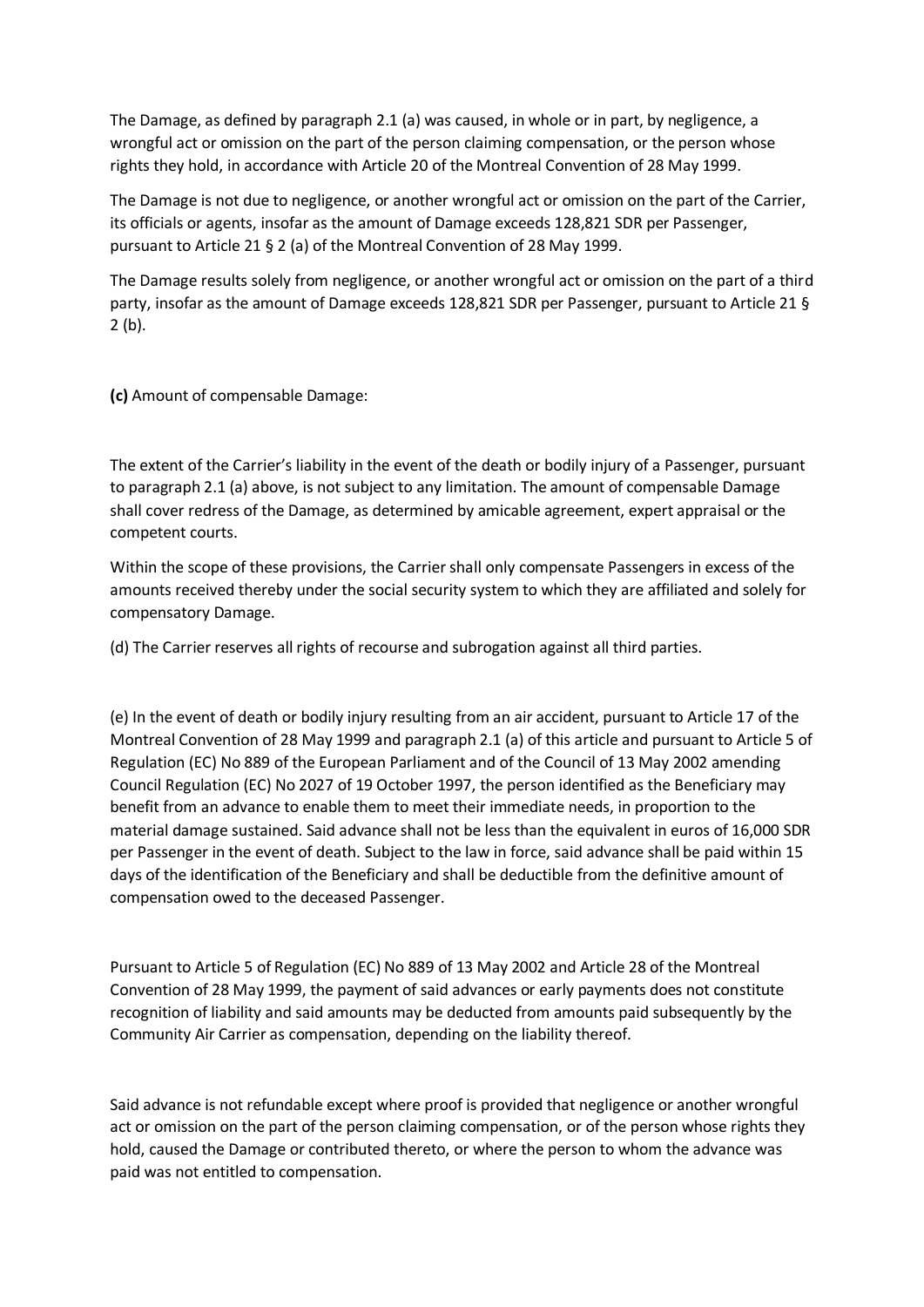The Damage, as defined by paragraph 2.1 (a) was caused, in whole or in part, by negligence, a wrongful act or omission on the part of the person claiming compensation, or the person whose rights they hold, in accordance with Article 20 of the Montreal Convention of 28 May 1999.

The Damage is not due to negligence, or another wrongful act or omission on the part of the Carrier, its officials or agents, insofar as the amount of Damage exceeds 128,821 SDR per Passenger, pursuant to Article 21 § 2 (a) of the Montreal Convention of 28 May 1999.

The Damage results solely from negligence, or another wrongful act or omission on the part of a third party, insofar as the amount of Damage exceeds 128,821 SDR per Passenger, pursuant to Article 21 § 2 (b).

**(c)** Amount of compensable Damage:

The extent of the Carrier's liability in the event of the death or bodily injury of a Passenger, pursuant to paragraph 2.1 (a) above, is not subject to any limitation. The amount of compensable Damage shall cover redress of the Damage, as determined by amicable agreement, expert appraisal or the competent courts.

Within the scope of these provisions, the Carrier shall only compensate Passengers in excess of the amounts received thereby under the social security system to which they are affiliated and solely for compensatory Damage.

(d) The Carrier reserves all rights of recourse and subrogation against all third parties.

(e) In the event of death or bodily injury resulting from an air accident, pursuant to Article 17 of the Montreal Convention of 28 May 1999 and paragraph 2.1 (a) of this article and pursuant to Article 5 of Regulation (EC) No 889 of the European Parliament and of the Council of 13 May 2002 amending Council Regulation (EC) No 2027 of 19 October 1997, the person identified as the Beneficiary may benefit from an advance to enable them to meet their immediate needs, in proportion to the material damage sustained. Said advance shall not be less than the equivalent in euros of 16,000 SDR per Passenger in the event of death. Subject to the law in force, said advance shall be paid within 15 days of the identification of the Beneficiary and shall be deductible from the definitive amount of compensation owed to the deceased Passenger.

Pursuant to Article 5 of Regulation (EC) No 889 of 13 May 2002 and Article 28 of the Montreal Convention of 28 May 1999, the payment of said advances or early payments does not constitute recognition of liability and said amounts may be deducted from amounts paid subsequently by the Community Air Carrier as compensation, depending on the liability thereof.

Said advance is not refundable except where proof is provided that negligence or another wrongful act or omission on the part of the person claiming compensation, or of the person whose rights they hold, caused the Damage or contributed thereto, or where the person to whom the advance was paid was not entitled to compensation.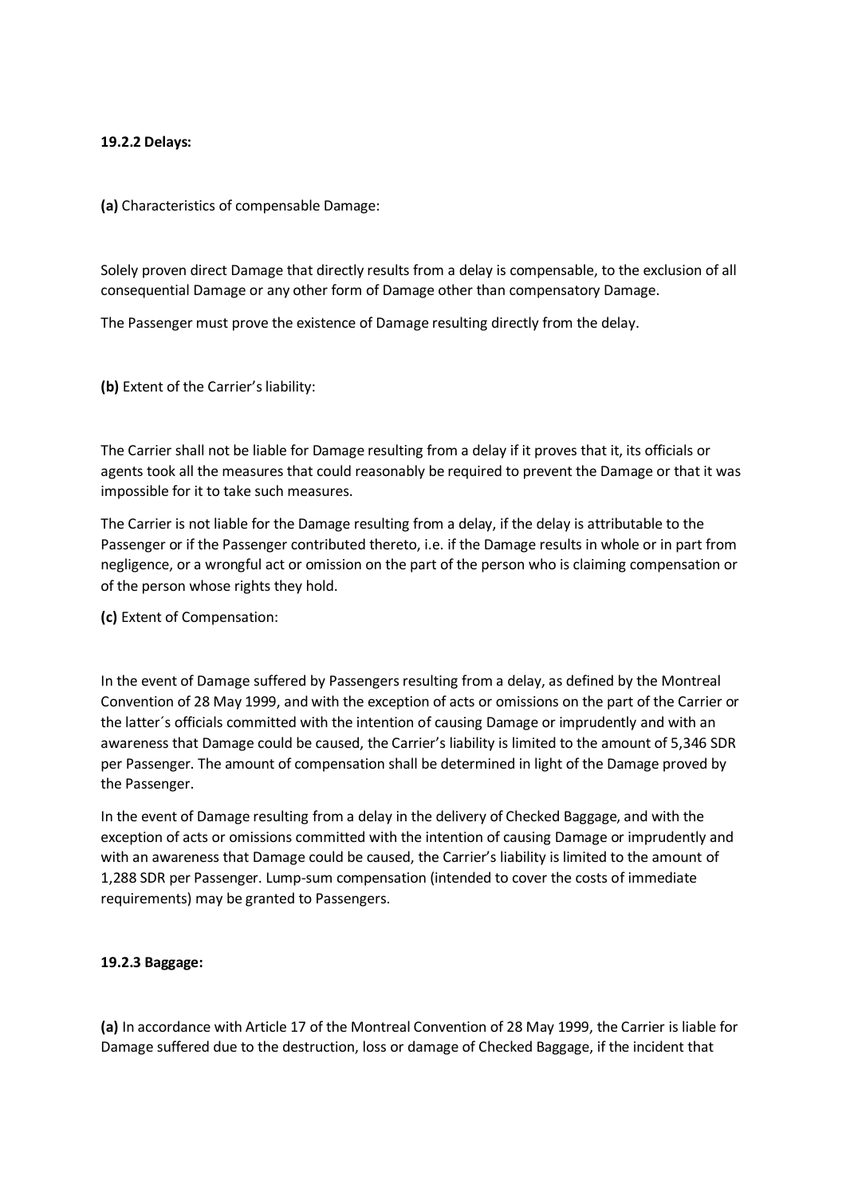**19.2.2 Delays:**

**(a)** Characteristics of compensable Damage:

Solely proven direct Damage that directly results from a delay is compensable, to the exclusion of all consequential Damage or any other form of Damage other than compensatory Damage.

The Passenger must prove the existence of Damage resulting directly from the delay.

**(b)** Extent of the Carrier's liability:

The Carrier shall not be liable for Damage resulting from a delay if it proves that it, its officials or agents took all the measures that could reasonably be required to prevent the Damage or that it was impossible for it to take such measures.

The Carrier is not liable for the Damage resulting from a delay, if the delay is attributable to the Passenger or if the Passenger contributed thereto, i.e. if the Damage results in whole or in part from negligence, or a wrongful act or omission on the part of the person who is claiming compensation or of the person whose rights they hold.

**(c)** Extent of Compensation:

In the event of Damage suffered by Passengers resulting from a delay, as defined by the Montreal Convention of 28 May 1999, and with the exception of acts or omissions on the part of the Carrier or the latter´s officials committed with the intention of causing Damage or imprudently and with an awareness that Damage could be caused, the Carrier's liability is limited to the amount of 5,346 SDR per Passenger. The amount of compensation shall be determined in light of the Damage proved by the Passenger.

In the event of Damage resulting from a delay in the delivery of Checked Baggage, and with the exception of acts or omissions committed with the intention of causing Damage or imprudently and with an awareness that Damage could be caused, the Carrier's liability is limited to the amount of 1,288 SDR per Passenger. Lump-sum compensation (intended to cover the costs of immediate requirements) may be granted to Passengers.

**19.2.3 Baggage:**

**(a)** In accordance with Article 17 of the Montreal Convention of 28 May 1999, the Carrier is liable for Damage suffered due to the destruction, loss or damage of Checked Baggage, if the incident that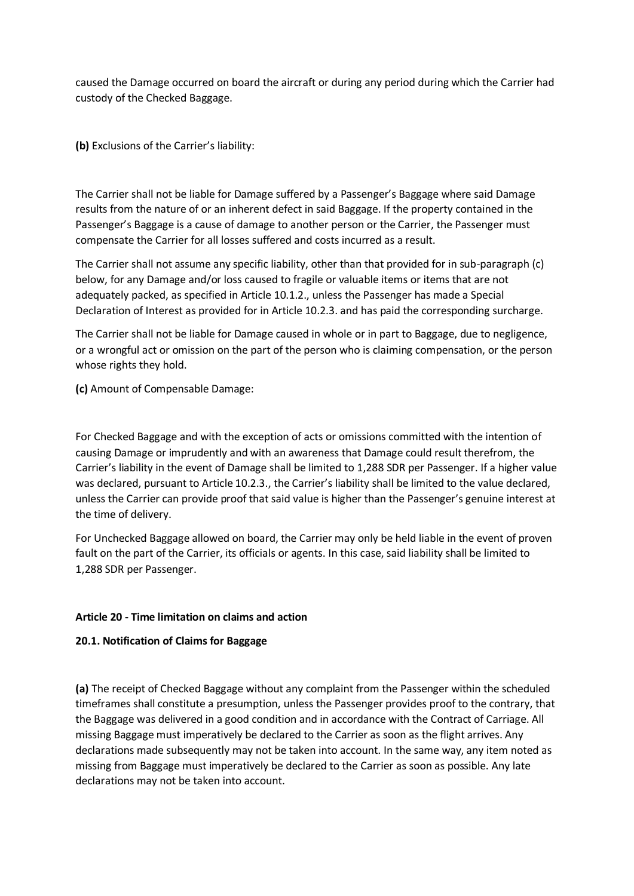caused the Damage occurred on board the aircraft or during any period during which the Carrier had custody of the Checked Baggage.

**(b)** Exclusions of the Carrier's liability:

The Carrier shall not be liable for Damage suffered by a Passenger's Baggage where said Damage results from the nature of or an inherent defect in said Baggage. If the property contained in the Passenger's Baggage is a cause of damage to another person or the Carrier, the Passenger must compensate the Carrier for all losses suffered and costs incurred as a result.

The Carrier shall not assume any specific liability, other than that provided for in sub-paragraph (c) below, for any Damage and/or loss caused to fragile or valuable items or items that are not adequately packed, as specified in Article 10.1.2., unless the Passenger has made a Special Declaration of Interest as provided for in Article 10.2.3. and has paid the corresponding surcharge.

The Carrier shall not be liable for Damage caused in whole or in part to Baggage, due to negligence, or a wrongful act or omission on the part of the person who is claiming compensation, or the person whose rights they hold.

**(c)** Amount of Compensable Damage:

For Checked Baggage and with the exception of acts or omissions committed with the intention of causing Damage or imprudently and with an awareness that Damage could result therefrom, the Carrier's liability in the event of Damage shall be limited to 1,288 SDR per Passenger. If a higher value was declared, pursuant to Article 10.2.3., the Carrier's liability shall be limited to the value declared, unless the Carrier can provide proof that said value is higher than the Passenger's genuine interest at the time of delivery.

For Unchecked Baggage allowed on board, the Carrier may only be held liable in the event of proven fault on the part of the Carrier, its officials or agents. In this case, said liability shall be limited to 1,288 SDR per Passenger.

**Article 20 - Time limitation on claims and action**

**20.1. Notification of Claims for Baggage**

**(a)** The receipt of Checked Baggage without any complaint from the Passenger within the scheduled timeframes shall constitute a presumption, unless the Passenger provides proof to the contrary, that the Baggage was delivered in a good condition and in accordance with the Contract of Carriage. All missing Baggage must imperatively be declared to the Carrier as soon as the flight arrives. Any declarations made subsequently may not be taken into account. In the same way, any item noted as missing from Baggage must imperatively be declared to the Carrier as soon as possible. Any late declarations may not be taken into account.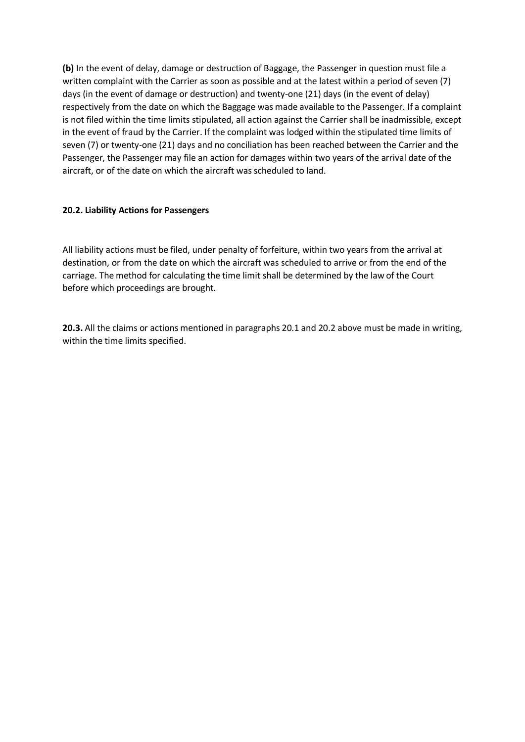**(b)** In the event of delay, damage or destruction of Baggage, the Passenger in question must file a written complaint with the Carrier as soon as possible and at the latest within a period of seven (7) days (in the event of damage or destruction) and twenty-one (21) days (in the event of delay) respectively from the date on which the Baggage was made available to the Passenger. If a complaint is not filed within the time limits stipulated, all action against the Carrier shall be inadmissible, except in the event of fraud by the Carrier. If the complaint was lodged within the stipulated time limits of seven (7) or twenty-one (21) days and no conciliation has been reached between the Carrier and the Passenger, the Passenger may file an action for damages within two years of the arrival date of the aircraft, or of the date on which the aircraft was scheduled to land.

### 20.2. Liability Actions for Passengers

All liability actions must be filed, under penalty of forfeiture, within two years from the arrival at destination, or from the date on which the aircraft was scheduled to arrive or from the end of the carriage. The method for calculating the time limit shall be determined by the law of the Court before which proceedings are brought.

**20.3.** All the claims or actions mentioned in paragraphs 20.1 and 20.2 above must be made in writing, within the time limits specified.